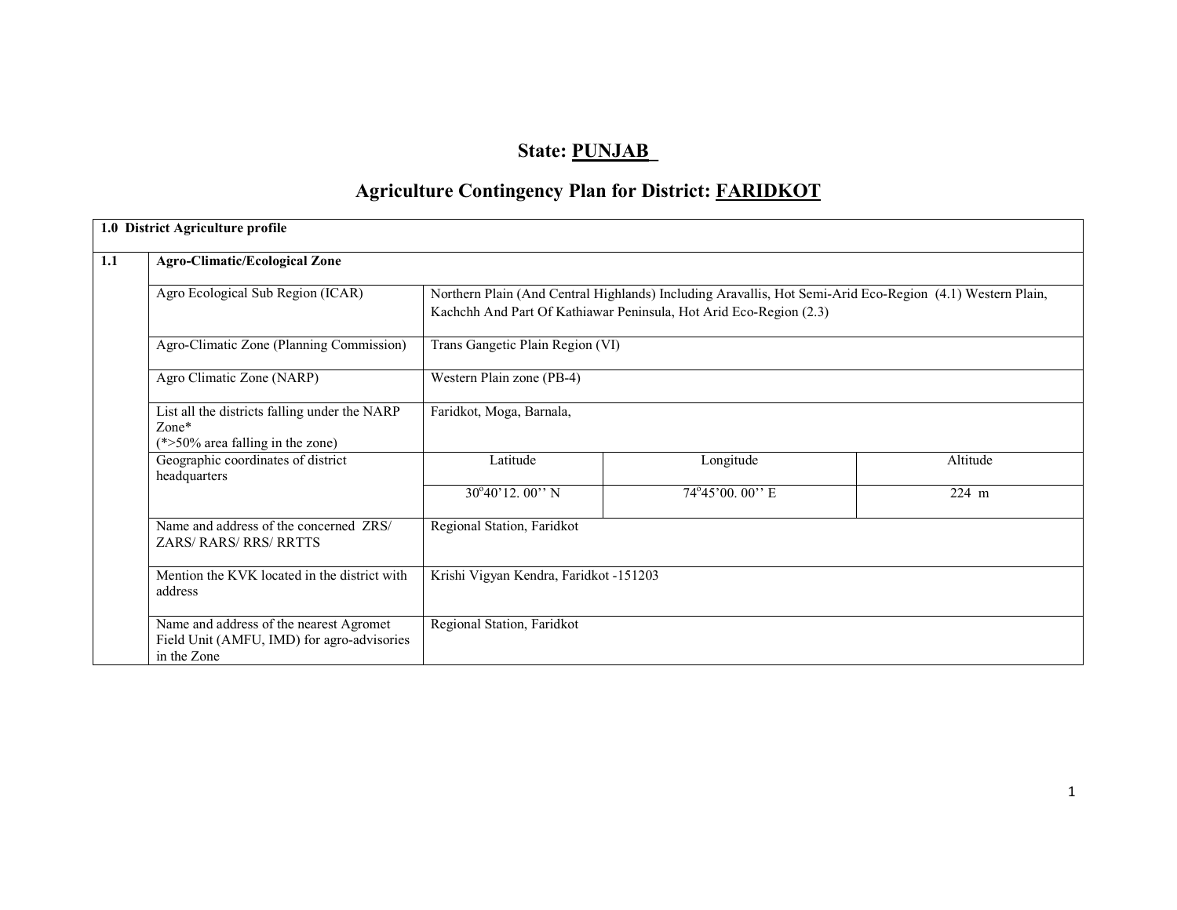# State: PUNJAB

## Agriculture Contingency Plan for District: FARIDKOT

| 1.0 District Agriculture profile | | | | |
|---|---|---|---|---|
| **1.1** | **Agro-Climatic/Ecological Zone** | | | |
| | Agro Ecological Sub Region (ICAR) | Northern Plain (And Central Highlands) Including Aravallis, Hot Semi-Arid Eco-Region (4.1) Western Plain, Kachchh And Part Of Kathiawar Peninsula, Hot Arid Eco-Region (2.3) | | |
| | Agro-Climatic Zone (Planning Commission) | Trans Gangetic Plain Region (VI) | | |
| | Agro Climatic Zone (NARP) | Western Plain zone (PB-4) | | |
| | List all the districts falling under the NARP Zone* (*>50% area falling in the zone) | Faridkot, Moga, Barnala, | | |
| | Geographic coordinates of district headquarters | Latitude | Longitude | Altitude |
| | | 30°40'12. 00'' N | 74°45'00. 00'' E | 224 m |
| | Name and address of the concerned ZRS/ ZARS/ RARS/ RRS/ RRTTS | Regional Station, Faridkot | | |
| | Mention the KVK located in the district with address | Krishi Vigyan Kendra, Faridkot -151203 | | |
| | Name and address of the nearest Agromet Field Unit (AMFU, IMD) for agro-advisories in the Zone | Regional Station, Faridkot | | |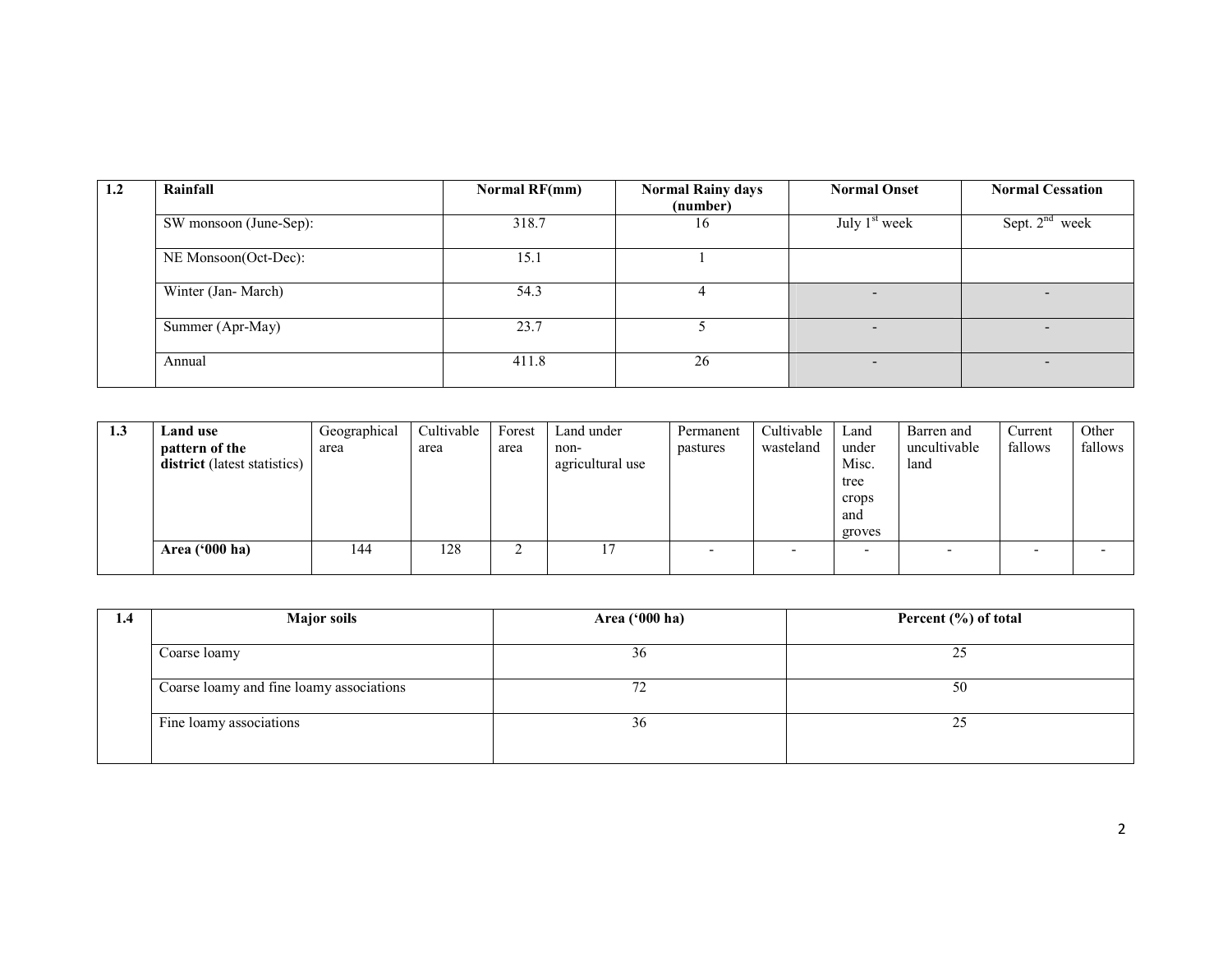| 1.2 | Rainfall | Normal RF(mm) | Normal Rainy days (number) | Normal Onset | Normal Cessation |
|---|---|---|---|---|---|
| | SW monsoon (June-Sep): | 318.7 | 16 | July 1st week | Sept. 2nd week |
| | NE Monsoon(Oct-Dec): | 15.1 | 1 | | |
| | Winter (Jan- March) | 54.3 | 4 | - | - |
| | Summer (Apr-May) | 23.7 | 5 | - | - |
| | Annual | 411.8 | 26 | - | - |

| 1.3 | **Land use pattern of the district** (latest statistics) | Geographical area | Cultivable area | Forest area | Land under non-agricultural use | Permanent pastures | Cultivable wasteland | Land under Misc. tree crops and groves | Barren and uncultivable land | Current fallows | Other fallows |
|---|---|---|---|---|---|---|---|---|---|---|---|
| | **Area ('000 ha)** | 144 | 128 | 2 | 17 | - | - | - | - | - | - |

| 1.4 | Major soils | Area ('000 ha) | Percent (%) of total |
|---|---|---|---|
| | Coarse loamy | 36 | 25 |
| | Coarse loamy and fine loamy associations | 72 | 50 |
| | Fine loamy associations | 36 | 25 |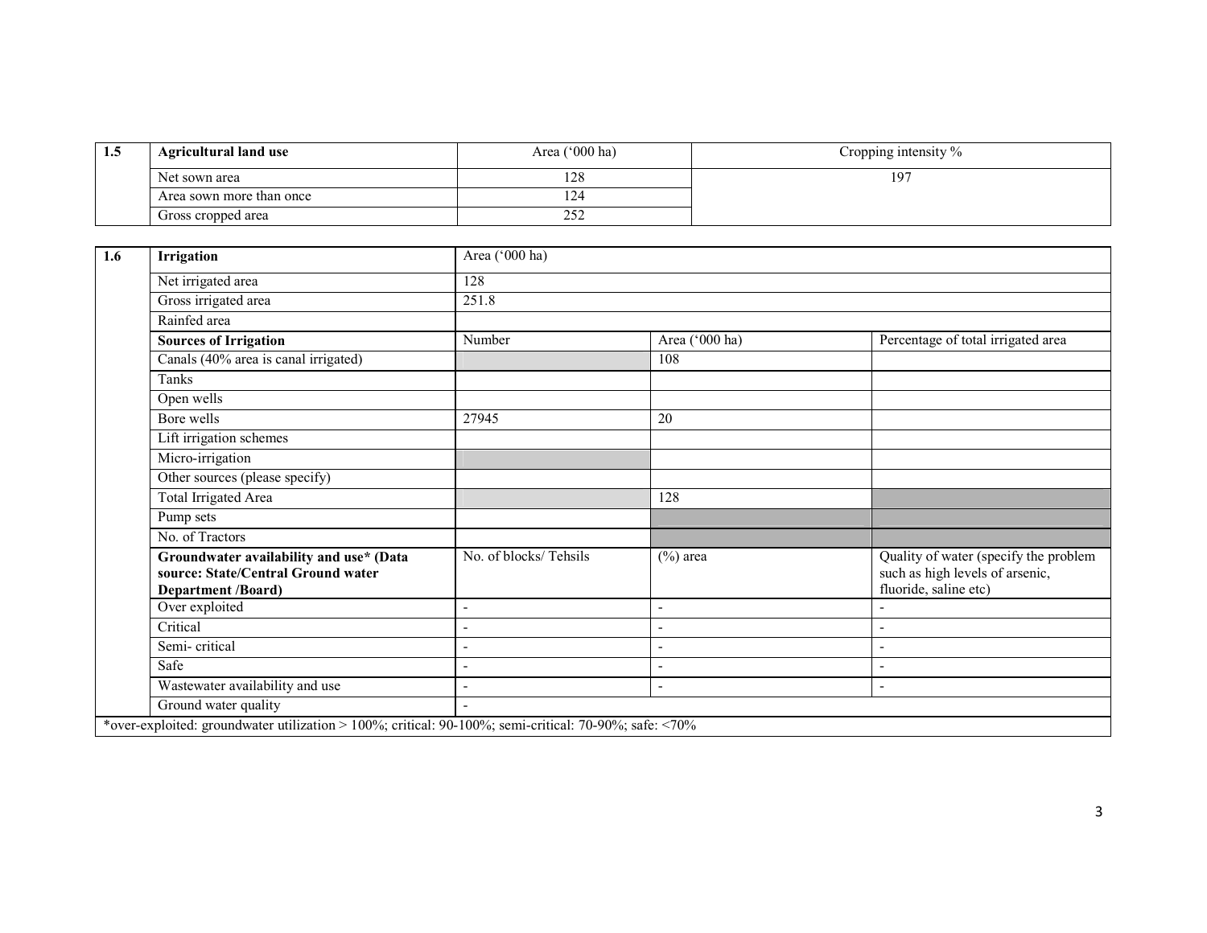| 1.5 | Agricultural land use | Area ('000 ha) | Cropping intensity % |
|---|---|---|---|
| | Net sown area | 128 | 197 |
| | Area sown more than once | 124 | |
| | Gross cropped area | 252 | |

| 1.6 | Irrigation | Area ('000 ha) | | |
|---|---|---|---|---|
| | Net irrigated area | 128 | | |
| | Gross irrigated area | 251.8 | | |
| | Rainfed area | | | |
| | **Sources of Irrigation** | Number | Area ('000 ha) | Percentage of total irrigated area |
| | Canals (40% area is canal irrigated) | | 108 | |
| | Tanks | | | |
| | Open wells | | | |
| | Bore wells | 27945 | 20 | |
| | Lift irrigation schemes | | | |
| | Micro-irrigation | | | |
| | Other sources (please specify) | | | |
| | Total Irrigated Area | | 128 | |
| | Pump sets | | | |
| | No. of Tractors | | | |
| | **Groundwater availability and use* (Data source: State/Central Ground water Department /Board)** | No. of blocks/ Tehsils | (%) area | Quality of water (specify the problem such as high levels of arsenic, fluoride, saline etc) |
| | Over exploited | - | - | - |
| | Critical | - | - | - |
| | Semi- critical | - | - | - |
| | Safe | - | - | - |
| | Wastewater availability and use | - | - | - |
| | Ground water quality | - | | |

*over-exploited: groundwater utilization > 100%; critical: 90-100%; semi-critical: 70-90%; safe: <70%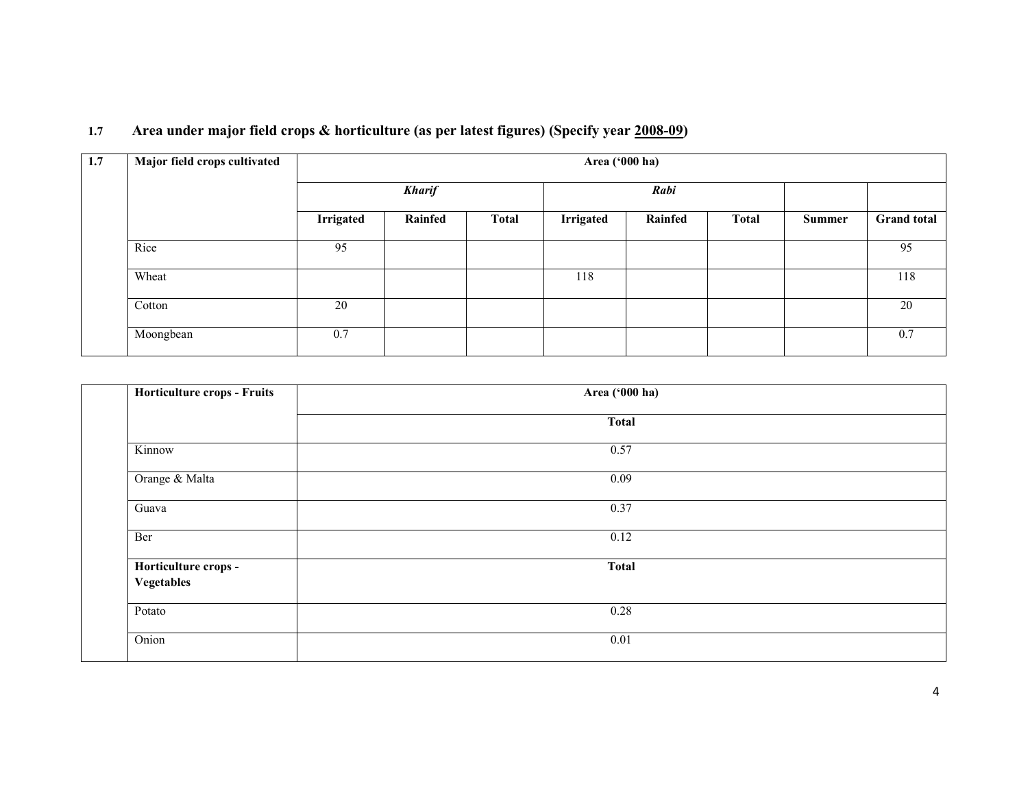### 1.7 Area under major field crops & horticulture (as per latest figures) (Specify year 2008-09)

| 1.7 | Major field crops cultivated | Area ('000 ha) | | | | | | | |
|---|---|---|---|---|---|---|---|---|---|
| | | *Kharif* | | | *Rabi* | | | | |
| | | **Irrigated** | **Rainfed** | **Total** | **Irrigated** | **Rainfed** | **Total** | **Summer** | **Grand total** |
| | Rice | 95 | | | | | | | 95 |
| | Wheat | | | | 118 | | | | 118 |
| | Cotton | 20 | | | | | | | 20 |
| | Moongbean | 0.7 | | | | | | | 0.7 |

| | Horticulture crops - Fruits | Area ('000 ha) |
|---|---|---|
| | | **Total** |
| | Kinnow | 0.57 |
| | Orange & Malta | 0.09 |
| | Guava | 0.37 |
| | Ber | 0.12 |
| | **Horticulture crops - Vegetables** | **Total** |
| | Potato | 0.28 |
| | Onion | 0.01 |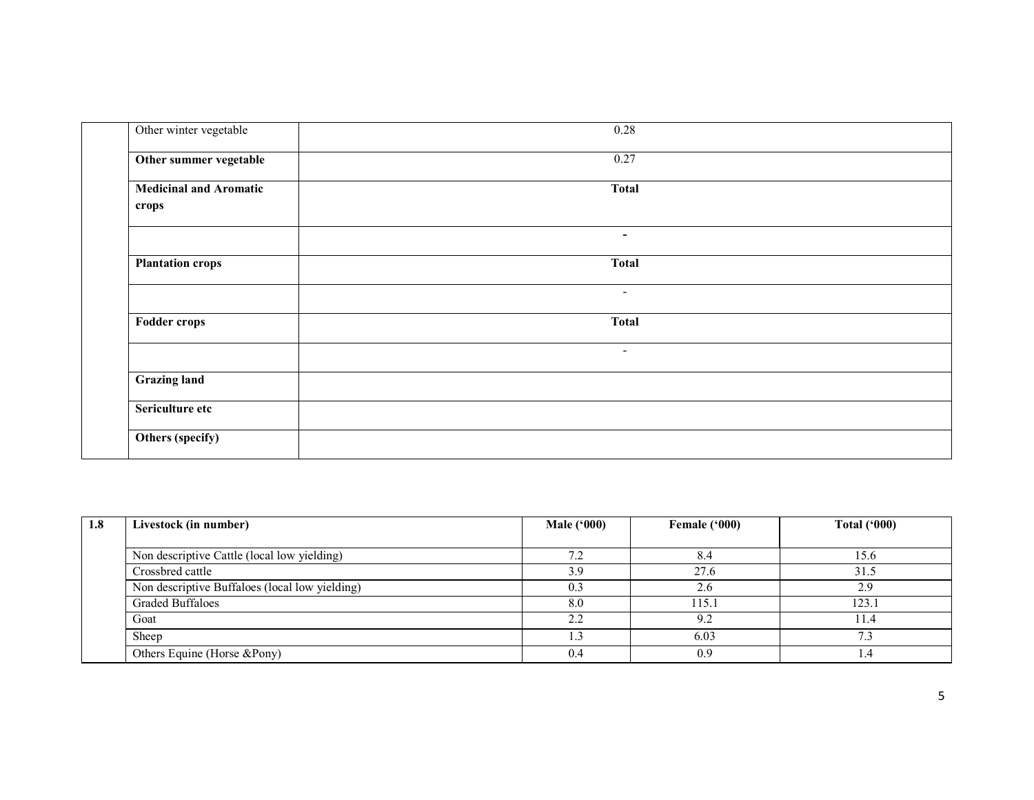| | | |
|---|---|---|
| | Other winter vegetable | 0.28 |
| | **Other summer vegetable** | 0.27 |
| | **Medicinal and Aromatic crops** | **Total** |
| | | - |
| | **Plantation crops** | **Total** |
| | | - |
| | **Fodder crops** | **Total** |
| | | - |
| | **Grazing land** | |
| | **Sericulture etc** | |
| | **Others (specify)** | |

| **1.8** | **Livestock (in number)** | **Male ('000)** | **Female ('000)** | **Total ('000)** |
|---|---|---|---|---|
| | Non descriptive Cattle (local low yielding) | 7.2 | 8.4 | 15.6 |
| | Crossbred cattle | 3.9 | 27.6 | 31.5 |
| | Non descriptive Buffaloes (local low yielding) | 0.3 | 2.6 | 2.9 |
| | Graded Buffaloes | 8.0 | 115.1 | 123.1 |
| | Goat | 2.2 | 9.2 | 11.4 |
| | Sheep | 1.3 | 6.03 | 7.3 |
| | Others Equine (Horse &Pony) | 0.4 | 0.9 | 1.4 |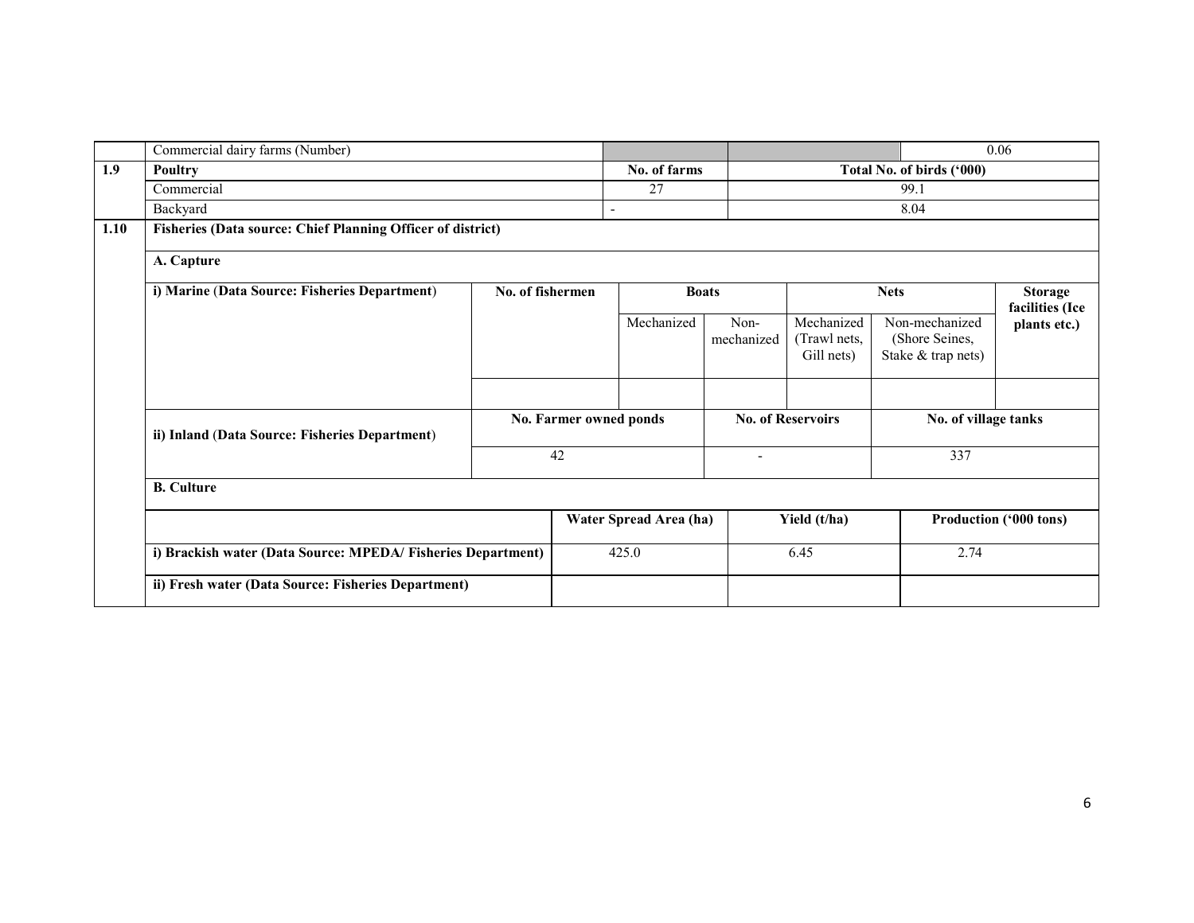| | | | | |
|---|---|---|---|---|
| | Commercial dairy farms (Number) | | | 0.06 |
| 1.9 | Poultry | No. of farms | Total No. of birds ('000) | |
| | Commercial | 27 | 99.1 | |
| | Backyard | - | 8.04 | |

| | | | | | | | |
|---|---|---|---|---|---|---|---|
| 1.10 | Fisheries (Data source: Chief Planning Officer of district) | | | | | | |
| | A. Capture | | | | | | |
| | i) Marine (Data Source: Fisheries Department) | No. of fishermen | Boats | | Nets | | Storage facilities (Ice plants etc.) |
| | | | Mechanized | Non-mechanized | Mechanized (Trawl nets, Gill nets) | Non-mechanized (Shore Seines, Stake & trap nets) | |
| | | | | | | | |
| | ii) Inland (Data Source: Fisheries Department) | No. Farmer owned ponds | | No. of Reservoirs | | No. of village tanks | |
| | | 42 | | - | | 337 | |
| | B. Culture | | | | | | |

| | Water Spread Area (ha) | Yield (t/ha) | Production ('000 tons) |
|---|---|---|---|
| i) Brackish water (Data Source: MPEDA/ Fisheries Department) | 425.0 | 6.45 | 2.74 |
| ii) Fresh water (Data Source: Fisheries Department) | | | |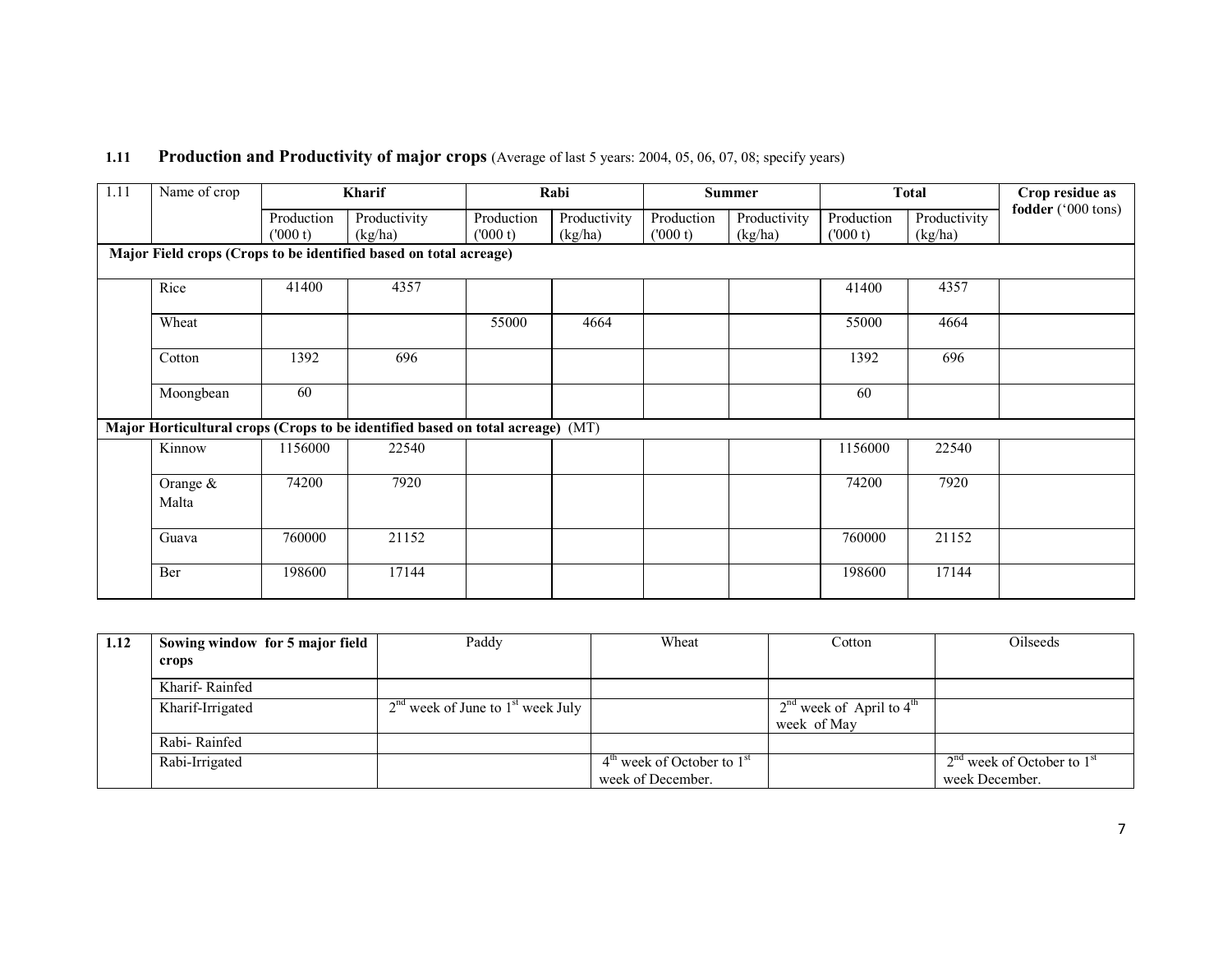**1.11 Production and Productivity of major crops** (Average of last 5 years: 2004, 05, 06, 07, 08; specify years)

| 1.11 | Name of crop | Kharif | | Rabi | | Summer | | Total | | Crop residue as fodder ('000 tons) |
|---|---|---|---|---|---|---|---|---|---|---|
| | | Production ('000 t) | Productivity (kg/ha) | Production ('000 t) | Productivity (kg/ha) | Production ('000 t) | Productivity (kg/ha) | Production ('000 t) | Productivity (kg/ha) | |
| **Major Field crops (Crops to be identified based on total acreage)** | | | | | | | | | | |
| | Rice | 41400 | 4357 | | | | | 41400 | 4357 | |
| | Wheat | | | 55000 | 4664 | | | 55000 | 4664 | |
| | Cotton | 1392 | 696 | | | | | 1392 | 696 | |
| | Moongbean | 60 | | | | | | 60 | | |
| **Major Horticultural crops (Crops to be identified based on total acreage)** (MT) | | | | | | | | | | |
| | Kinnow | 1156000 | 22540 | | | | | 1156000 | 22540 | |
| | Orange & Malta | 74200 | 7920 | | | | | 74200 | 7920 | |
| | Guava | 760000 | 21152 | | | | | 760000 | 21152 | |
| | Ber | 198600 | 17144 | | | | | 198600 | 17144 | |

| 1.12 | Sowing window for 5 major field crops | Paddy | Wheat | Cotton | Oilseeds |
|---|---|---|---|---|---|
| | Kharif- Rainfed | | | | |
| | Kharif-Irrigated | 2nd week of June to 1st week July | | 2nd week of April to 4th week of May | |
| | Rabi- Rainfed | | | | |
| | Rabi-Irrigated | | 4th week of October to 1st week of December. | | 2nd week of October to 1st week December. |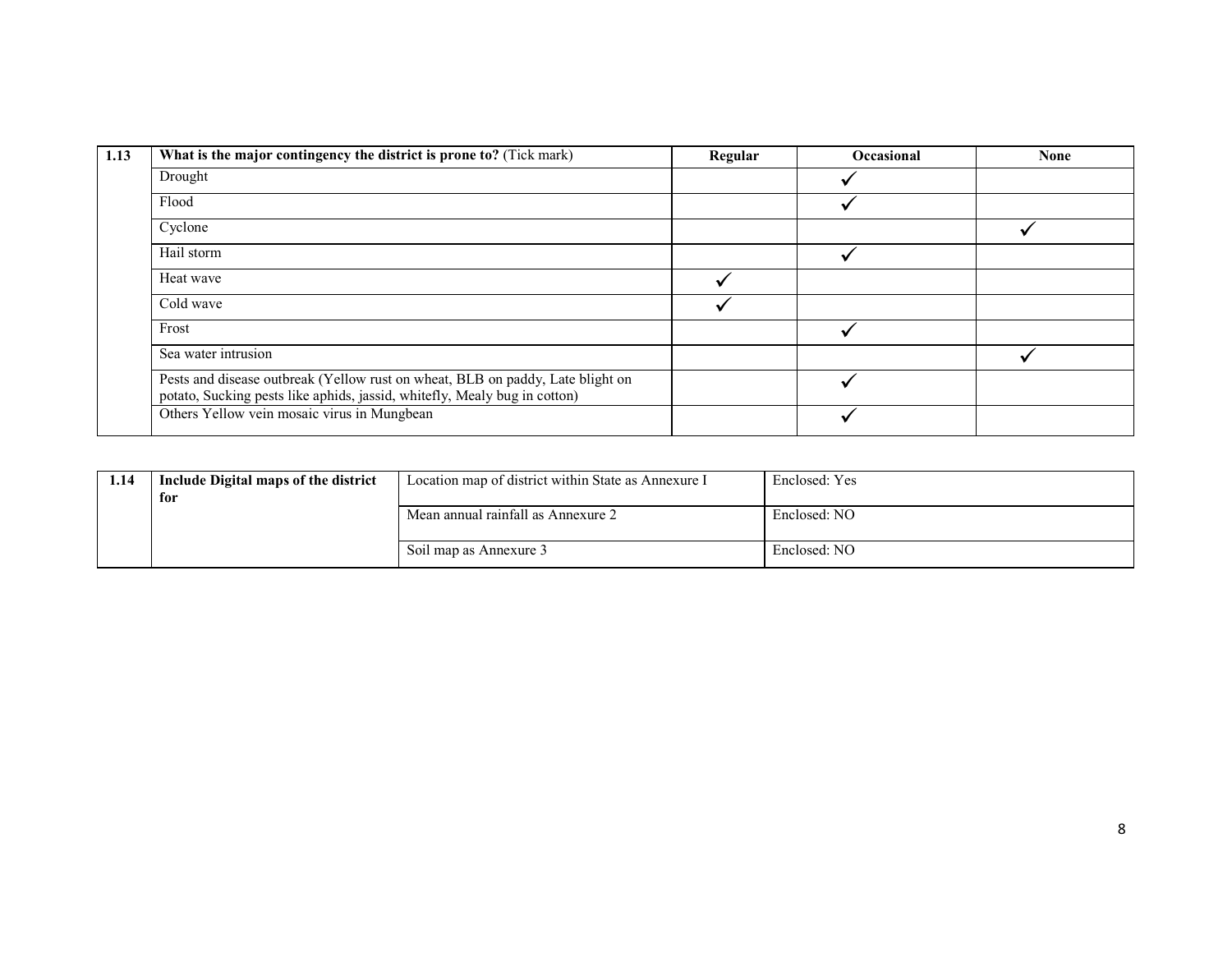| 1.13 | **What is the major contingency the district is prone to?** (Tick mark) | **Regular** | **Occasional** | **None** |
|---|---|---|---|---|
| | Drought | | ✓ | |
| | Flood | | ✓ | |
| | Cyclone | | | ✓ |
| | Hail storm | | ✓ | |
| | Heat wave | ✓ | | |
| | Cold wave | ✓ | | |
| | Frost | | ✓ | |
| | Sea water intrusion | | | ✓ |
| | Pests and disease outbreak (Yellow rust on wheat, BLB on paddy, Late blight on potato, Sucking pests like aphids, jassid, whitefly, Mealy bug in cotton) | | ✓ | |
| | Others Yellow vein mosaic virus in Mungbean | | ✓ | |

| 1.14 | **Include Digital maps of the district for** | Location map of district within State as Annexure I | Enclosed: Yes |
|---|---|---|---|
| | | Mean annual rainfall as Annexure 2 | Enclosed: NO |
| | | Soil map as Annexure 3 | Enclosed: NO |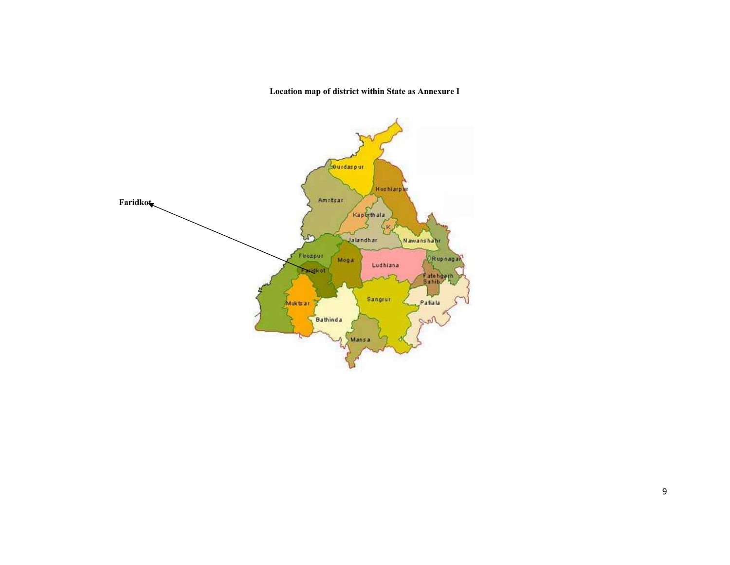**Location map of district within State as Annexure I**

Faridkot

Gurdaspur

Hoshiarpur

Amritsar

Kapurthala

K

Jalandhar

Nawanshahr

Firozpur

Moga

Ludhiana

Rupnagar

Faridkot

Fatehgarh Sahib

Muktsar

Sangrur

Patiala

Bathinda

Mansa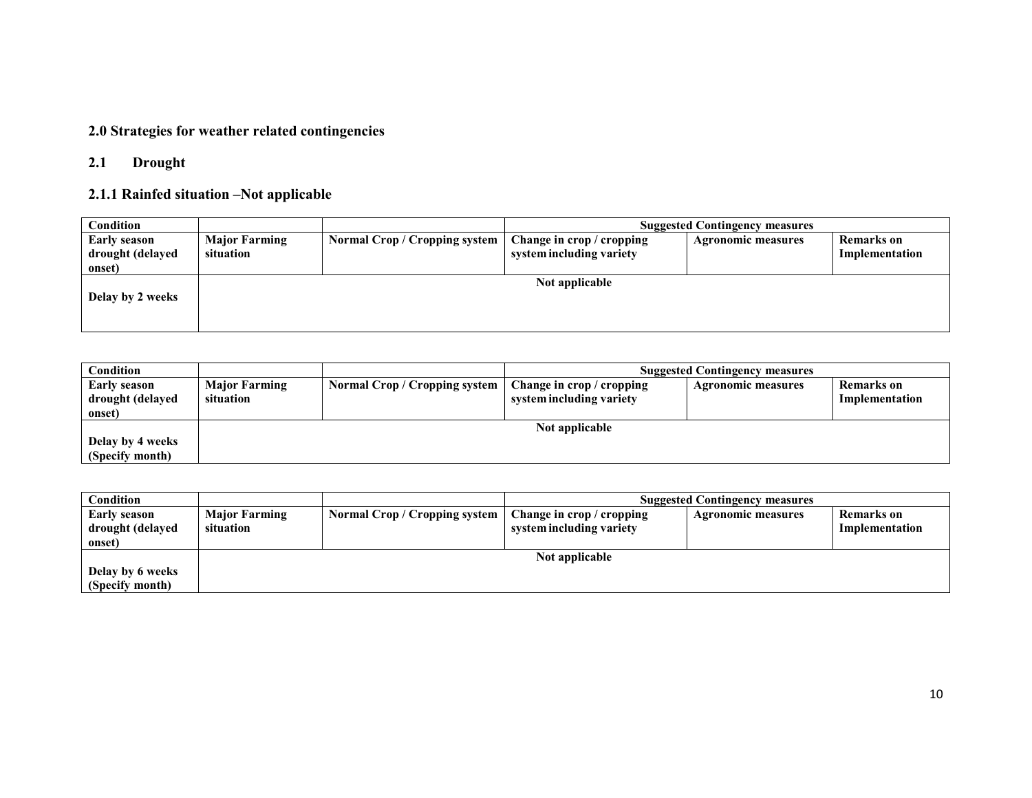## 2.0 Strategies for weather related contingencies

### 2.1 Drought

### 2.1.1 Rainfed situation –Not applicable

| Condition | | | Suggested Contingency measures | | |
|---|---|---|---|---|---|
| **Early season drought (delayed onset)** | **Major Farming situation** | **Normal Crop / Cropping system** | **Change in crop / cropping system including variety** | **Agronomic measures** | **Remarks on Implementation** |
| **Delay by 2 weeks** | Not applicable | | | | |

| Condition | | | Suggested Contingency measures | | |
|---|---|---|---|---|---|
| **Early season drought (delayed onset)** | **Major Farming situation** | **Normal Crop / Cropping system** | **Change in crop / cropping system including variety** | **Agronomic measures** | **Remarks on Implementation** |
| **Delay by 4 weeks (Specify month)** | Not applicable | | | | |

| Condition | | | Suggested Contingency measures | | |
|---|---|---|---|---|---|
| **Early season drought (delayed onset)** | **Major Farming situation** | **Normal Crop / Cropping system** | **Change in crop / cropping system including variety** | **Agronomic measures** | **Remarks on Implementation** |
| **Delay by 6 weeks (Specify month)** | Not applicable | | | | |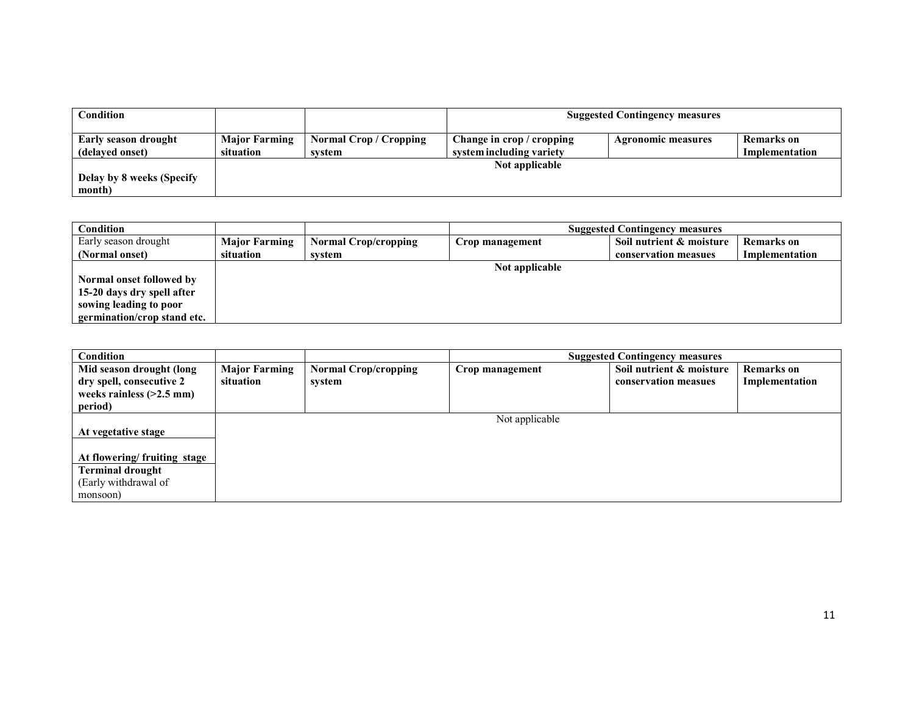| **Condition** | | | **Suggested Contingency measures** | | |
|---|---|---|---|---|---|
| **Early season drought (delayed onset)** | **Major Farming situation** | **Normal Crop / Cropping system** | **Change in crop / cropping system including variety** | **Agronomic measures** | **Remarks on Implementation** |
| **Delay by 8 weeks (Specify month)** | | | **Not applicable** | | |

| **Condition** | | | **Suggested Contingency measures** | | |
|---|---|---|---|---|---|
| Early season drought **(Normal onset)** | **Major Farming situation** | **Normal Crop/cropping system** | **Crop management** | **Soil nutrient & moisture conservation measues** | **Remarks on Implementation** |
| **Normal onset followed by 15-20 days dry spell after sowing leading to poor germination/crop stand etc.** | | | **Not applicable** | | |

| **Condition** | | | **Suggested Contingency measures** | | |
|---|---|---|---|---|---|
| **Mid season drought (long dry spell, consecutive 2 weeks rainless (>2.5 mm) period)** | **Major Farming situation** | **Normal Crop/cropping system** | **Crop management** | **Soil nutrient & moisture conservation measues** | **Remarks on Implementation** |
| **At vegetative stage** | | | Not applicable | | |
| **At flowering/ fruiting stage** | | | | | |
| **Terminal drought** (Early withdrawal of monsoon) | | | | | |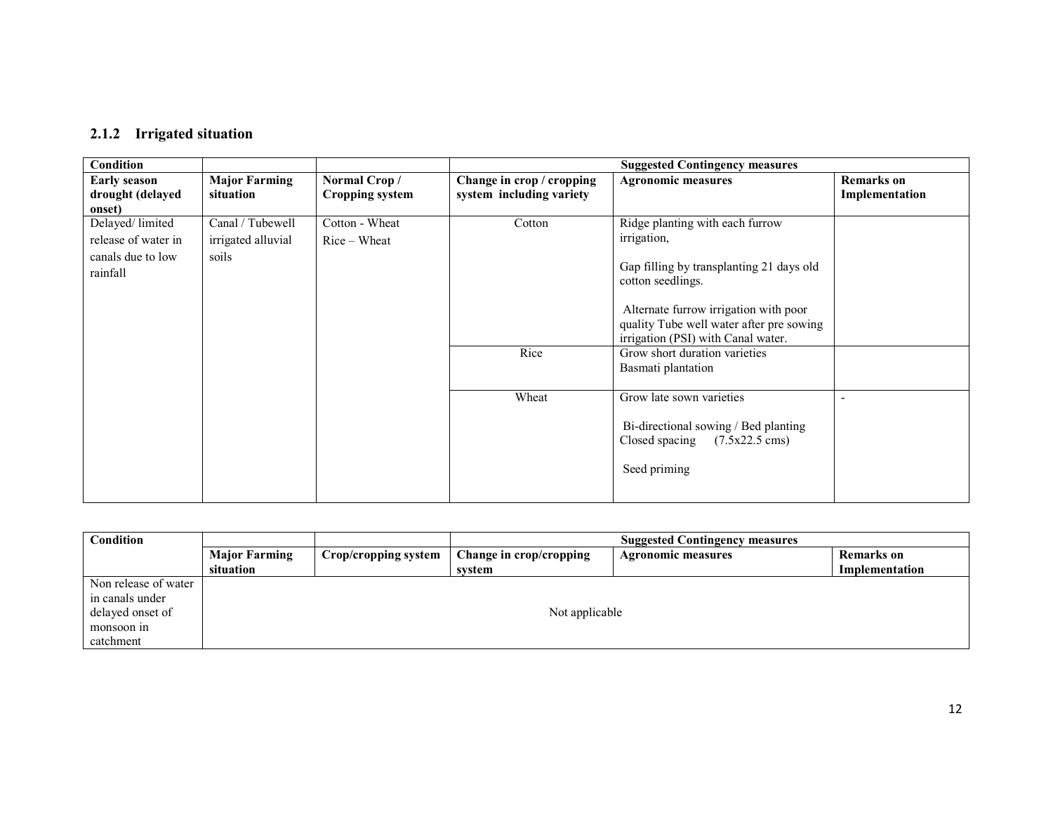### 2.1.2 Irrigated situation

| Condition | | | Suggested Contingency measures | | |
|---|---|---|---|---|---|
| **Early season drought (delayed onset)** | **Major Farming situation** | **Normal Crop / Cropping system** | **Change in crop / cropping system including variety** | **Agronomic measures** | **Remarks on Implementation** |
| Delayed/ limited release of water in canals due to low rainfall | Canal / Tubewell irrigated alluvial soils | Cotton - Wheat<br>Rice – Wheat | Cotton | Ridge planting with each furrow irrigation,<br><br>Gap filling by transplanting 21 days old cotton seedlings.<br><br>Alternate furrow irrigation with poor quality Tube well water after pre sowing irrigation (PSI) with Canal water. | |
| | | | Rice | Grow short duration varieties<br>Basmati plantation | |
| | | | Wheat | Grow late sown varieties<br><br>Bi-directional sowing / Bed planting<br>Closed spacing (7.5x22.5 cms)<br><br>Seed priming | - |

| Condition | | | Suggested Contingency measures | | |
|---|---|---|---|---|---|
| | **Major Farming situation** | **Crop/cropping system** | **Change in crop/cropping system** | **Agronomic measures** | **Remarks on Implementation** |
| Non release of water in canals under delayed onset of monsoon in catchment | Not applicable | | | | |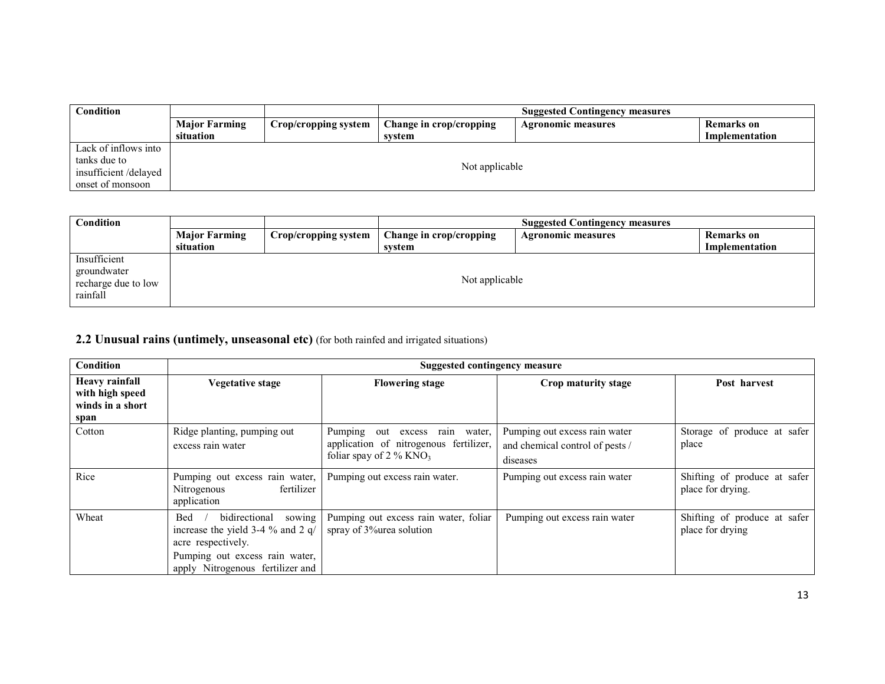| Condition | | | Suggested Contingency measures | | |
|---|---|---|---|---|---|
| | Major Farming situation | Crop/cropping system | Change in crop/cropping system | Agronomic measures | Remarks on Implementation |
| Lack of inflows into tanks due to insufficient /delayed onset of monsoon | Not applicable | | | | |

| Condition | | | Suggested Contingency measures | | |
|---|---|---|---|---|---|
| | Major Farming situation | Crop/cropping system | Change in crop/cropping system | Agronomic measures | Remarks on Implementation |
| Insufficient groundwater recharge due to low rainfall | Not applicable | | | | |

## 2.2 Unusual rains (untimely, unseasonal etc) (for both rainfed and irrigated situations)

| Condition | Suggested contingency measure | | | |
|---|---|---|---|---|
| **Heavy rainfall with high speed winds in a short span** | **Vegetative stage** | **Flowering stage** | **Crop maturity stage** | **Post harvest** |
| Cotton | Ridge planting, pumping out excess rain water | Pumping out excess rain water, application of nitrogenous fertilizer, foliar spay of 2 % $KNO_3$ | Pumping out excess rain water and chemical control of pests / diseases | Storage of produce at safer place |
| Rice | Pumping out excess rain water, Nitrogenous fertilizer application | Pumping out excess rain water. | Pumping out excess rain water | Shifting of produce at safer place for drying. |
| Wheat | Bed / bidirectional sowing increase the yield 3-4 % and 2 q/ acre respectively.<br>Pumping out excess rain water, apply Nitrogenous fertilizer and | Pumping out excess rain water, foliar spray of 3%urea solution | Pumping out excess rain water | Shifting of produce at safer place for drying |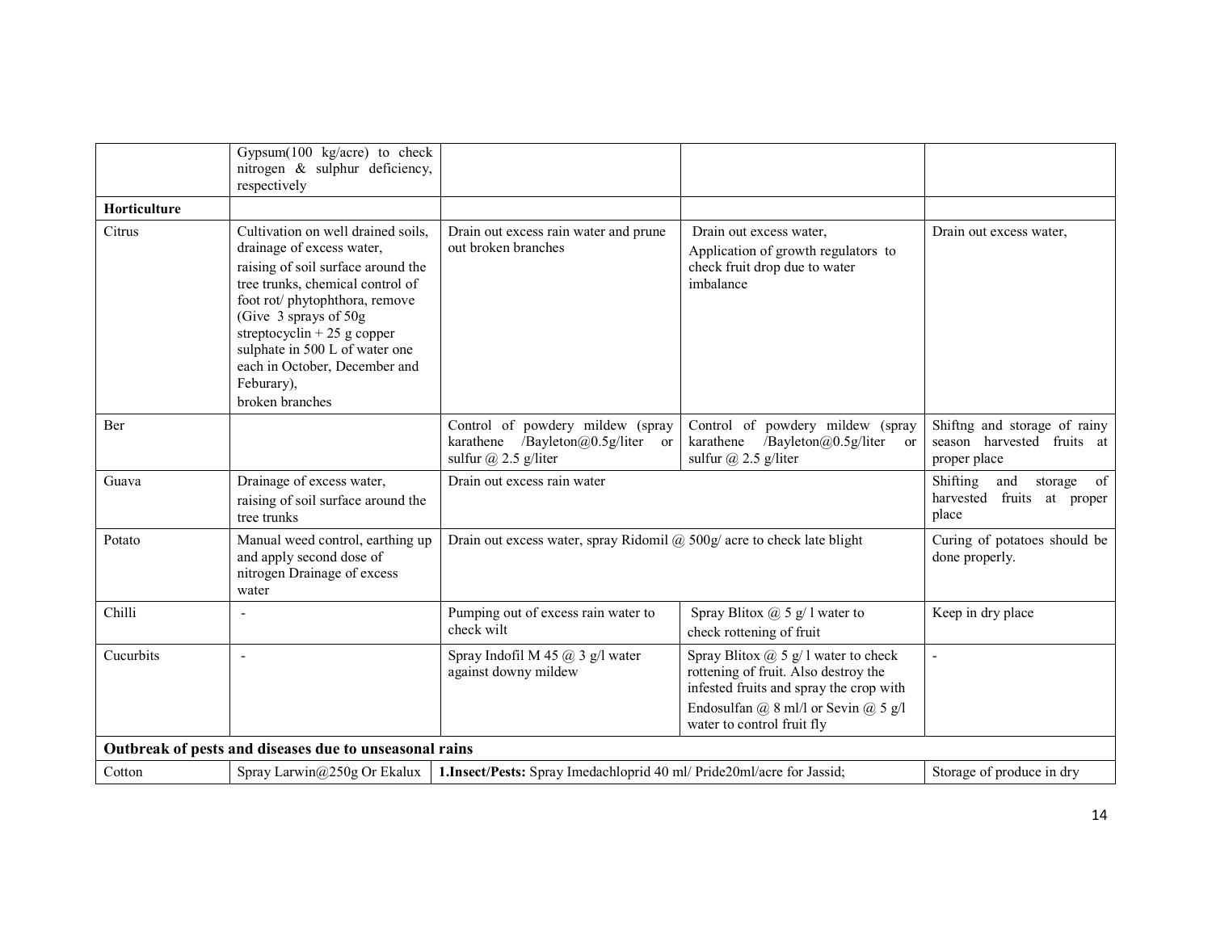| | | | | |
|---|---|---|---|---|
| | Gypsum(100 kg/acre) to check nitrogen & sulphur deficiency, respectively | | | |
| **Horticulture** | | | | |
| Citrus | Cultivation on well drained soils, drainage of excess water, raising of soil surface around the tree trunks, chemical control of foot rot/ phytophthora, remove (Give 3 sprays of 50g streptocyclin + 25 g copper sulphate in 500 L of water one each in October, December and Feburary), broken branches | Drain out excess rain water and prune out broken branches | Drain out excess water, Application of growth regulators to check fruit drop due to water imbalance | Drain out excess water, |
| Ber | | Control of powdery mildew (spray karathene /Bayleton@0.5g/liter or sulfur @ 2.5 g/liter | Control of powdery mildew (spray karathene /Bayleton@0.5g/liter or sulfur @ 2.5 g/liter | Shiftng and storage of rainy season harvested fruits at proper place |
| Guava | Drainage of excess water, raising of soil surface around the tree trunks | Drain out excess rain water | | Shifting and storage of harvested fruits at proper place |
| Potato | Manual weed control, earthing up and apply second dose of nitrogen Drainage of excess water | Drain out excess water, spray Ridomil @ 500g/ acre to check late blight | | Curing of potatoes should be done properly. |
| Chilli | - | Pumping out of excess rain water to check wilt | Spray Blitox @ 5 g/ l water to check rottening of fruit | Keep in dry place |
| Cucurbits | - | Spray Indofil M 45 @ 3 g/l water against downy mildew | Spray Blitox @ 5 g/ l water to check rottening of fruit. Also destroy the infested fruits and spray the crop with Endosulfan @ 8 ml/l or Sevin @ 5 g/l water to control fruit fly | - |
| **Outbreak of pests and diseases due to unseasonal rains** | | | | |
| Cotton | Spray Larwin@250g Or Ekalux | **1.Insect/Pests:** Spray Imedachloprid 40 ml/ Pride20ml/acre for Jassid; | | Storage of produce in dry |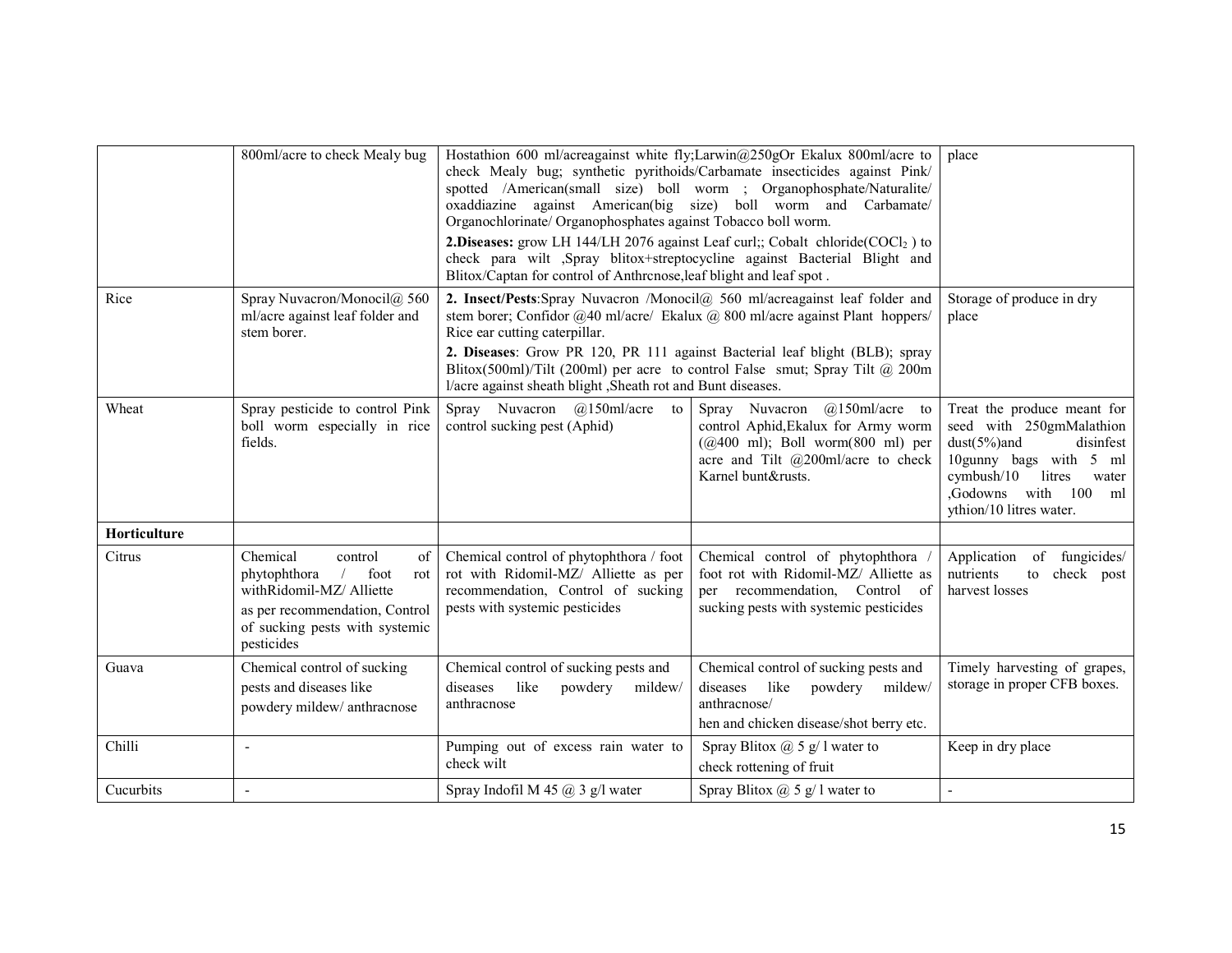|  |  |  |  |  |
|---|---|---|---|---|
|  | 800ml/acre to check Mealy bug | Hostathion 600 ml/acreagainst white fly;Larwin@250gOr Ekalux 800ml/acre to check Mealy bug; synthetic pyrithoids/Carbamate insecticides against Pink/ spotted /American(small size) boll worm ; Organophosphate/Naturalite/ oxaddiazine against American(big size) boll worm and Carbamate/ Organochlorinate/ Organophosphates against Tobacco boll worm.<br>**2.Diseases:** grow LH 144/LH 2076 against Leaf curl;; Cobalt chloride($COCl_2$ ) to check para wilt ,Spray blitox+streptocycline against Bacterial Blight and Blitox/Captan for control of Anthrcnose,leaf blight and leaf spot . | | place |
| Rice | Spray Nuvacron/Monocil@ 560 ml/acre against leaf folder and stem borer. | **2. Insect/Pests**:Spray Nuvacron /Monocil@ 560 ml/acreagainst leaf folder and stem borer; Confidor @40 ml/acre/ Ekalux @ 800 ml/acre against Plant hoppers/ Rice ear cutting caterpillar.<br>**2. Diseases**: Grow PR 120, PR 111 against Bacterial leaf blight (BLB); spray Blitox(500ml)/Tilt (200ml) per acre to control False smut; Spray Tilt @ 200m l/acre against sheath blight ,Sheath rot and Bunt diseases. | | Storage of produce in dry place |
| Wheat | Spray pesticide to control Pink boll worm especially in rice fields. | Spray Nuvacron @150ml/acre to control sucking pest (Aphid) | Spray Nuvacron @150ml/acre to control Aphid,Ekalux for Army worm (@400 ml); Boll worm(800 ml) per acre and Tilt @200ml/acre to check Karnel bunt&rusts. | Treat the produce meant for seed with 250gmMalathion dust(5%)and disinfest 10gunny bags with 5 ml cymbush/10 litres water ,Godowns with 100 ml ythion/10 litres water. |
| **Horticulture** |  |  |  |  |
| Citrus | Chemical control of phytophthora / foot rot withRidomil-MZ/ Alliette<br>as per recommendation, Control of sucking pests with systemic pesticides | Chemical control of phytophthora / foot rot with Ridomil-MZ/ Alliette as per recommendation, Control of sucking pests with systemic pesticides | Chemical control of phytophthora / foot rot with Ridomil-MZ/ Alliette as per recommendation, Control of sucking pests with systemic pesticides | Application of fungicides/ nutrients to check post harvest losses |
| Guava | Chemical control of sucking pests and diseases like powdery mildew/ anthracnose | Chemical control of sucking pests and diseases like powdery mildew/ anthracnose | Chemical control of sucking pests and diseases like powdery mildew/ anthracnose/<br>hen and chicken disease/shot berry etc. | Timely harvesting of grapes, storage in proper CFB boxes. |
| Chilli | - | Pumping out of excess rain water to check wilt | Spray Blitox @ 5 g/ l water to check rottening of fruit | Keep in dry place |
| Cucurbits | - | Spray Indofil M 45 @ 3 g/l water | Spray Blitox @ 5 g/ l water to | - |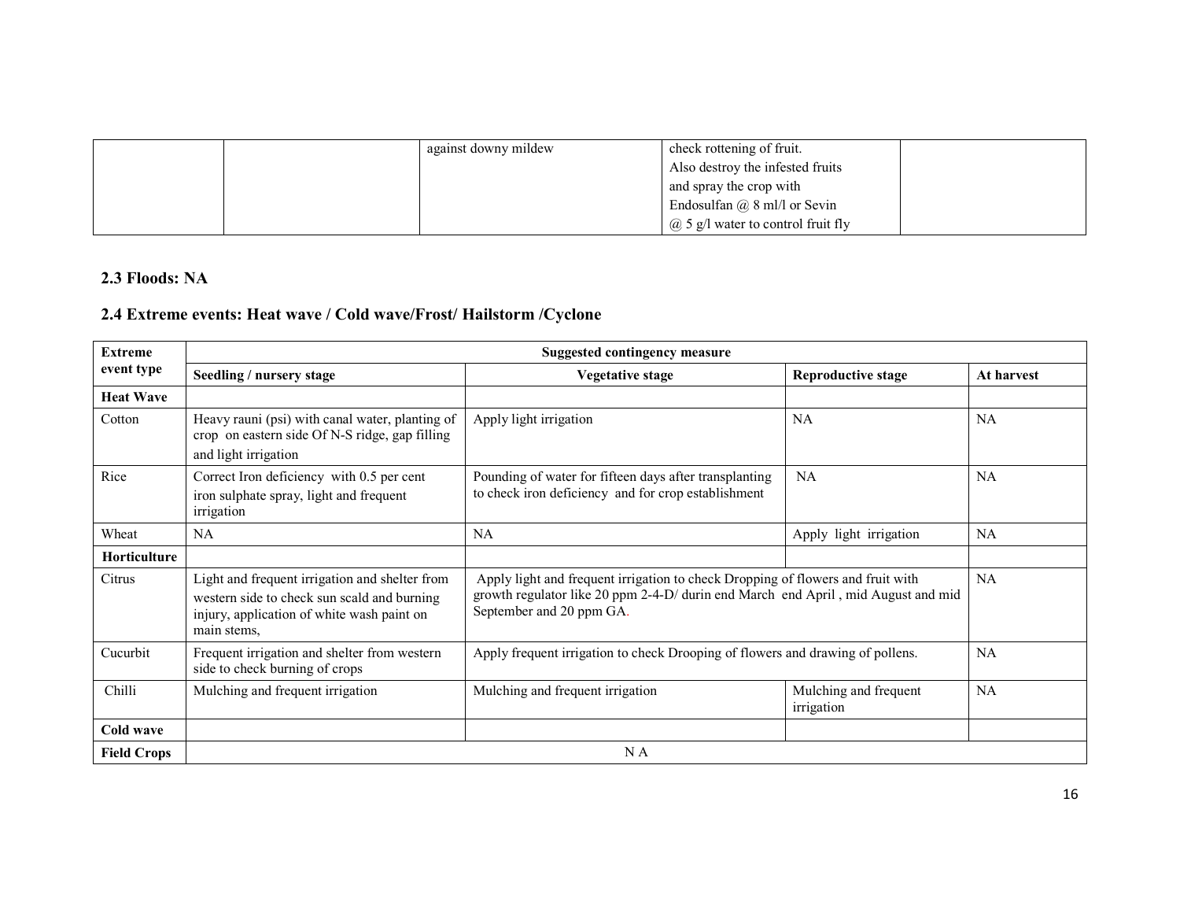| | | against downy mildew | check rottening of fruit. Also destroy the infested fruits and spray the crop with Endosulfan @ 8 ml/l or Sevin @ 5 g/l water to control fruit fly | |
|---|---|---|---|---|

### 2.3 Floods: NA

### 2.4 Extreme events: Heat wave / Cold wave/Frost/ Hailstorm /Cyclone

| Extreme event type | Suggested contingency measure | | | |
|---|---|---|---|---|
| | Seedling / nursery stage | Vegetative stage | Reproductive stage | At harvest |
| **Heat Wave** | | | | |
| Cotton | Heavy rauni (psi) with canal water, planting of crop on eastern side Of N-S ridge, gap filling and light irrigation | Apply light irrigation | NA | NA |
| Rice | Correct Iron deficiency with 0.5 per cent iron sulphate spray, light and frequent irrigation | Pounding of water for fifteen days after transplanting to check iron deficiency and for crop establishment | NA | NA |
| Wheat | NA | NA | Apply light irrigation | NA |
| **Horticulture** | | | | |
| Citrus | Light and frequent irrigation and shelter from western side to check sun scald and burning injury, application of white wash paint on main stems, | Apply light and frequent irrigation to check Dropping of flowers and fruit with growth regulator like 20 ppm 2-4-D/ durin end March end April , mid August and mid September and 20 ppm GA. | | NA |
| Cucurbit | Frequent irrigation and shelter from western side to check burning of crops | Apply frequent irrigation to check Drooping of flowers and drawing of pollens. | | NA |
| Chilli | Mulching and frequent irrigation | Mulching and frequent irrigation | Mulching and frequent irrigation | NA |
| **Cold wave** | | | | |
| **Field Crops** | N A | | | |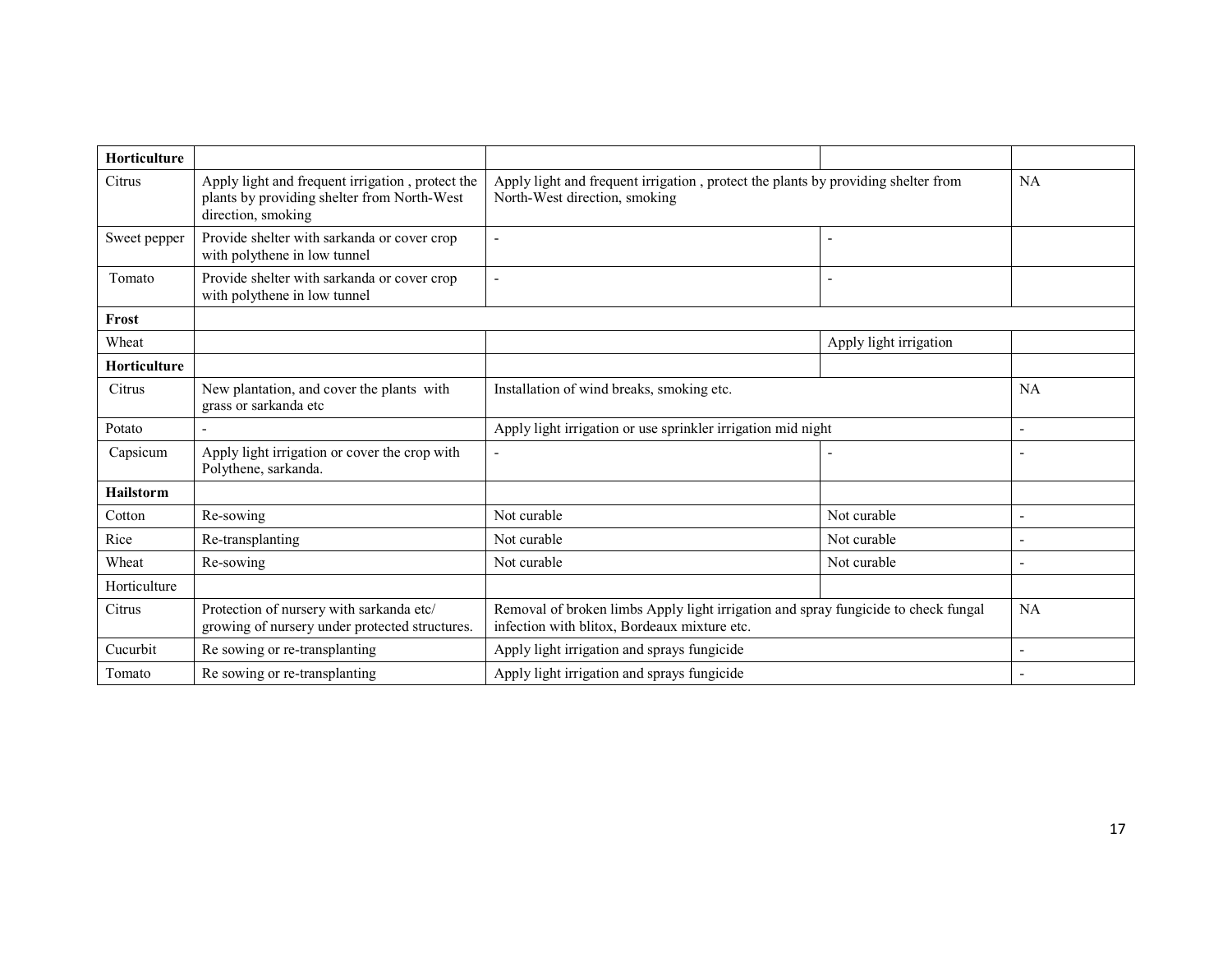| **Horticulture** | | | | |
|---|---|---|---|---|
| Citrus | Apply light and frequent irrigation , protect the plants by providing shelter from North-West direction, smoking | Apply light and frequent irrigation , protect the plants by providing shelter from North-West direction, smoking | | NA |
| Sweet pepper | Provide shelter with sarkanda or cover crop with polythene in low tunnel | - | - | |
| Tomato | Provide shelter with sarkanda or cover crop with polythene in low tunnel | - | - | |
| **Frost** | | | | |
| Wheat | | | Apply light irrigation | |
| **Horticulture** | | | | |
| Citrus | New plantation, and cover the plants with grass or sarkanda etc | Installation of wind breaks, smoking etc. | | NA |
| Potato | - | Apply light irrigation or use sprinkler irrigation mid night | | - |
| Capsicum | Apply light irrigation or cover the crop with Polythene, sarkanda. | - | - | - |
| **Hailstorm** | | | | |
| Cotton | Re-sowing | Not curable | Not curable | - |
| Rice | Re-transplanting | Not curable | Not curable | - |
| Wheat | Re-sowing | Not curable | Not curable | - |
| Horticulture | | | | |
| Citrus | Protection of nursery with sarkanda etc/ growing of nursery under protected structures. | Removal of broken limbs Apply light irrigation and spray fungicide to check fungal infection with blitox, Bordeaux mixture etc. | | NA |
| Cucurbit | Re sowing or re-transplanting | Apply light irrigation and sprays fungicide | | - |
| Tomato | Re sowing or re-transplanting | Apply light irrigation and sprays fungicide | | - |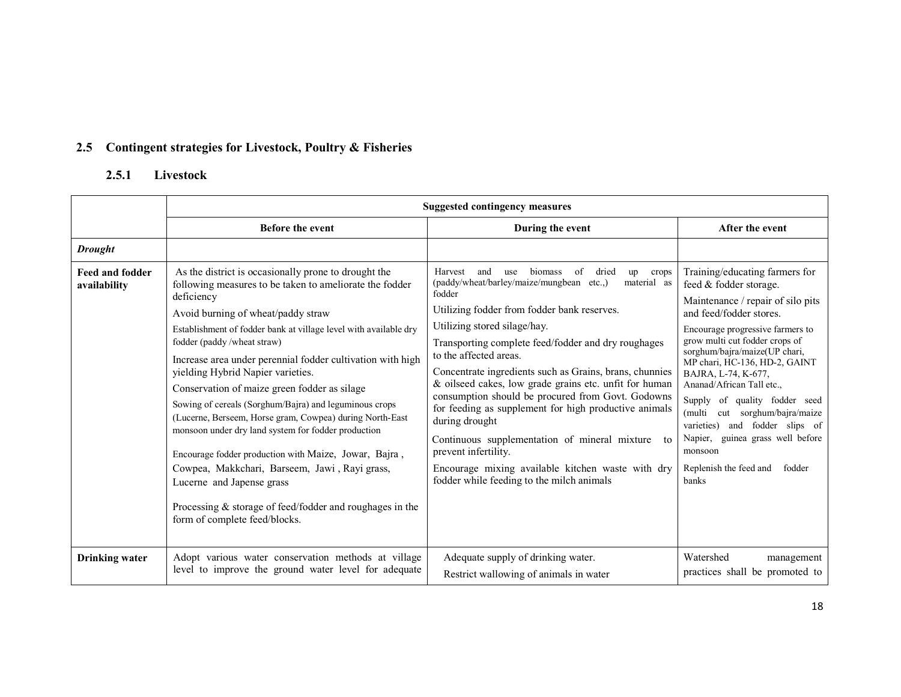## 2.5 Contingent strategies for Livestock, Poultry & Fisheries

### 2.5.1 Livestock

| | Suggested contingency measures | | |
|---|---|---|---|
| | **Before the event** | **During the event** | **After the event** |
| ***Drought*** | | | |
| **Feed and fodder availability** | As the district is occasionally prone to drought the following measures to be taken to ameliorate the fodder deficiency<br>Avoid burning of wheat/paddy straw<br>Establishment of fodder bank at village level with available dry fodder (paddy /wheat straw)<br>Increase area under perennial fodder cultivation with high yielding Hybrid Napier varieties.<br>Conservation of maize green fodder as silage<br>Sowing of cereals (Sorghum/Bajra) and leguminous crops (Lucerne, Berseem, Horse gram, Cowpea) during North-East monsoon under dry land system for fodder production<br>Encourage fodder production with Maize, Jowar, Bajra , Cowpea, Makkchari, Barseem, Jawi , Rayi grass, Lucerne and Japense grass<br>Processing & storage of feed/fodder and roughages in the form of complete feed/blocks. | Harvest and use biomass of dried up crops (paddy/wheat/barley/maize/mungbean etc.,) material as fodder<br>Utilizing fodder from fodder bank reserves.<br>Utilizing stored silage/hay.<br>Transporting complete feed/fodder and dry roughages to the affected areas.<br>Concentrate ingredients such as Grains, brans, chunnies & oilseed cakes, low grade grains etc. unfit for human consumption should be procured from Govt. Godowns for feeding as supplement for high productive animals during drought<br>Continuous supplementation of mineral mixture to prevent infertility.<br>Encourage mixing available kitchen waste with dry fodder while feeding to the milch animals | Training/educating farmers for feed & fodder storage.<br>Maintenance / repair of silo pits and feed/fodder stores.<br>Encourage progressive farmers to grow multi cut fodder crops of sorghum/bajra/maize(UP chari, MP chari, HC-136, HD-2, GAINT BAJRA, L-74, K-677, Ananad/African Tall etc.,<br>Supply of quality fodder seed (multi cut sorghum/bajra/maize varieties) and fodder slips of Napier, guinea grass well before monsoon<br>Replenish the feed and fodder banks |
| **Drinking water** | Adopt various water conservation methods at village level to improve the ground water level for adequate | Adequate supply of drinking water.<br>Restrict wallowing of animals in water | Watershed management practices shall be promoted to |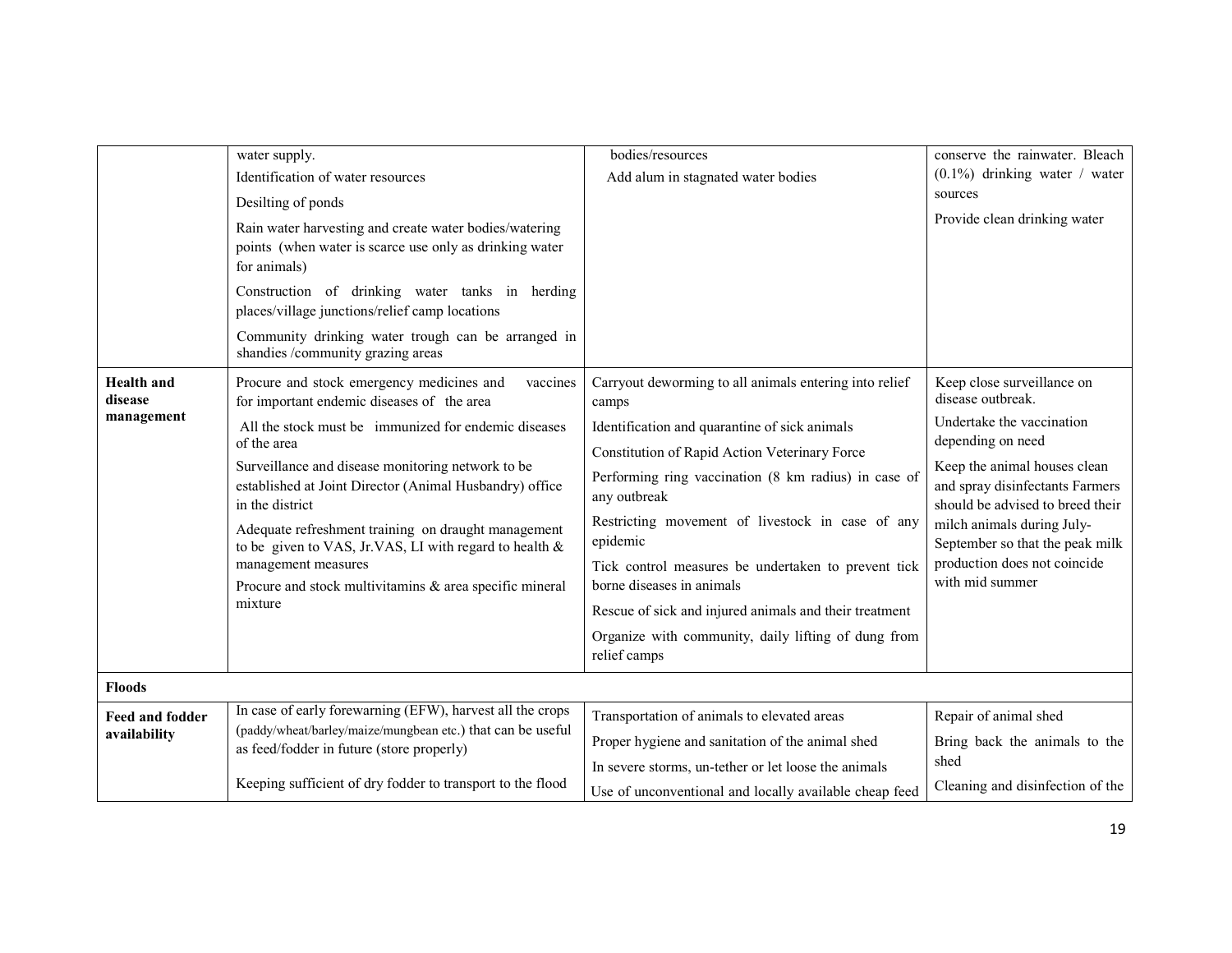| | | | |
|---|---|---|---|
| | water supply.<br>Identification of water resources<br>Desilting of ponds<br>Rain water harvesting and create water bodies/watering points (when water is scarce use only as drinking water for animals)<br>Construction of drinking water tanks in herding places/village junctions/relief camp locations<br>Community drinking water trough can be arranged in shandies /community grazing areas | bodies/resources<br>Add alum in stagnated water bodies | conserve the rainwater. Bleach (0.1%) drinking water / water sources<br>Provide clean drinking water |
| **Health and disease management** | Procure and stock emergency medicines and vaccines for important endemic diseases of the area<br>All the stock must be immunized for endemic diseases of the area<br>Surveillance and disease monitoring network to be established at Joint Director (Animal Husbandry) office in the district<br>Adequate refreshment training on draught management to be given to VAS, Jr.VAS, LI with regard to health & management measures<br>Procure and stock multivitamins & area specific mineral mixture | Carryout deworming to all animals entering into relief camps<br>Identification and quarantine of sick animals<br>Constitution of Rapid Action Veterinary Force<br>Performing ring vaccination (8 km radius) in case of any outbreak<br>Restricting movement of livestock in case of any epidemic<br>Tick control measures be undertaken to prevent tick borne diseases in animals<br>Rescue of sick and injured animals and their treatment<br>Organize with community, daily lifting of dung from relief camps | Keep close surveillance on disease outbreak.<br>Undertake the vaccination depending on need<br>Keep the animal houses clean and spray disinfectants Farmers should be advised to breed their milch animals during July-September so that the peak milk production does not coincide with mid summer |
| **Floods** | | | |
| **Feed and fodder availability** | In case of early forewarning (EFW), harvest all the crops (paddy/wheat/barley/maize/mungbean etc.) that can be useful as feed/fodder in future (store properly)<br>Keeping sufficient of dry fodder to transport to the flood | Transportation of animals to elevated areas<br>Proper hygiene and sanitation of the animal shed<br>In severe storms, un-tether or let loose the animals<br>Use of unconventional and locally available cheap feed | Repair of animal shed<br>Bring back the animals to the shed<br>Cleaning and disinfection of the |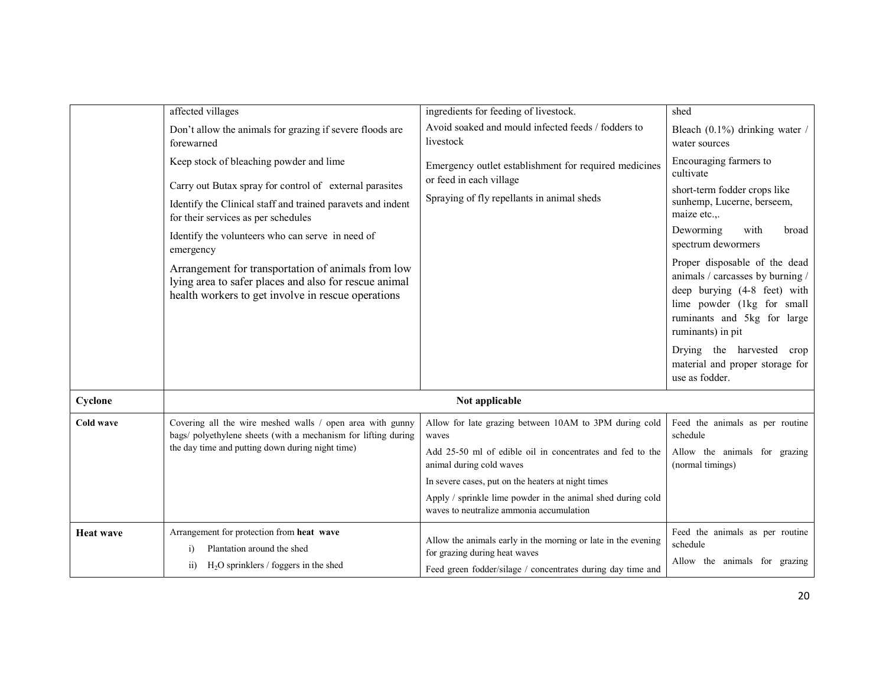| | | | |
|---|---|---|---|
| | affected villages<br>Don't allow the animals for grazing if severe floods are forewarned<br>Keep stock of bleaching powder and lime<br>Carry out Butax spray for control of external parasites<br>Identify the Clinical staff and trained paravets and indent for their services as per schedules<br>Identify the volunteers who can serve in need of emergency<br>Arrangement for transportation of animals from low lying area to safer places and also for rescue animal health workers to get involve in rescue operations | ingredients for feeding of livestock.<br>Avoid soaked and mould infected feeds / fodders to livestock<br>Emergency outlet establishment for required medicines or feed in each village<br>Spraying of fly repellants in animal sheds | shed<br>Bleach (0.1%) drinking water / water sources<br>Encouraging farmers to cultivate<br>short-term fodder crops like sunhemp, Lucerne, berseem, maize etc.,.<br>Deworming with broad spectrum dewormers<br>Proper disposable of the dead animals / carcasses by burning / deep burying (4-8 feet) with lime powder (1kg for small ruminants and 5kg for large ruminants) in pit<br>Drying the harvested crop material and proper storage for use as fodder. |
| **Cyclone** | **Not applicable** | | |
| **Cold wave** | Covering all the wire meshed walls / open area with gunny bags/ polyethylene sheets (with a mechanism for lifting during the day time and putting down during night time) | Allow for late grazing between 10AM to 3PM during cold waves<br>Add 25-50 ml of edible oil in concentrates and fed to the animal during cold waves<br>In severe cases, put on the heaters at night times<br>Apply / sprinkle lime powder in the animal shed during cold waves to neutralize ammonia accumulation | Feed the animals as per routine schedule<br>Allow the animals for grazing (normal timings) |
| **Heat wave** | Arrangement for protection from **heat wave**<br>i) Plantation around the shed<br>ii) $H_2O$ sprinklers / foggers in the shed | Allow the animals early in the morning or late in the evening for grazing during heat waves<br>Feed green fodder/silage / concentrates during day time and | Feed the animals as per routine schedule<br>Allow the animals for grazing |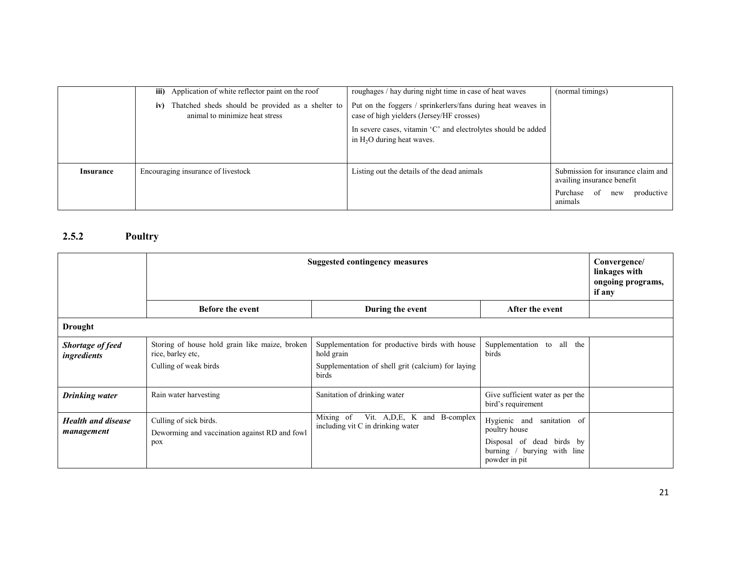|  |  |  |  |
|---|---|---|---|
|  | **iii)** Application of white reflector paint on the roof<br>**iv)** Thatched sheds should be provided as a shelter to animal to minimize heat stress | roughages / hay during night time in case of heat waves<br>Put on the foggers / sprinkerlers/fans during heat weaves in case of high yielders (Jersey/HF crosses)<br>In severe cases, vitamin 'C' and electrolytes should be added in $H_2O$ during heat waves. | (normal timings) |
| **Insurance** | Encouraging insurance of livestock | Listing out the details of the dead animals | Submission for insurance claim and availing insurance benefit<br>Purchase of new productive animals |

## 2.5.2 Poultry

|  | **Suggested contingency measures** |  |  | **Convergence/ linkages with ongoing programs, if any** |
|---|---|---|---|---|
|  | **Before the event** | **During the event** | **After the event** |  |
| **Drought** |  |  |  |  |
| ***Shortage of feed ingredients*** | Storing of house hold grain like maize, broken rice, barley etc,<br>Culling of weak birds | Supplementation for productive birds with house hold grain<br>Supplementation of shell grit (calcium) for laying birds | Supplementation to all the birds |  |
| ***Drinking water*** | Rain water harvesting | Sanitation of drinking water | Give sufficient water as per the bird's requirement |  |
| ***Health and disease management*** | Culling of sick birds.<br>Deworming and vaccination against RD and fowl pox | Mixing of Vit. A,D,E, K and B-complex including vit C in drinking water | Hygienic and sanitation of poultry house<br>Disposal of dead birds by burning / burying with line powder in pit |  |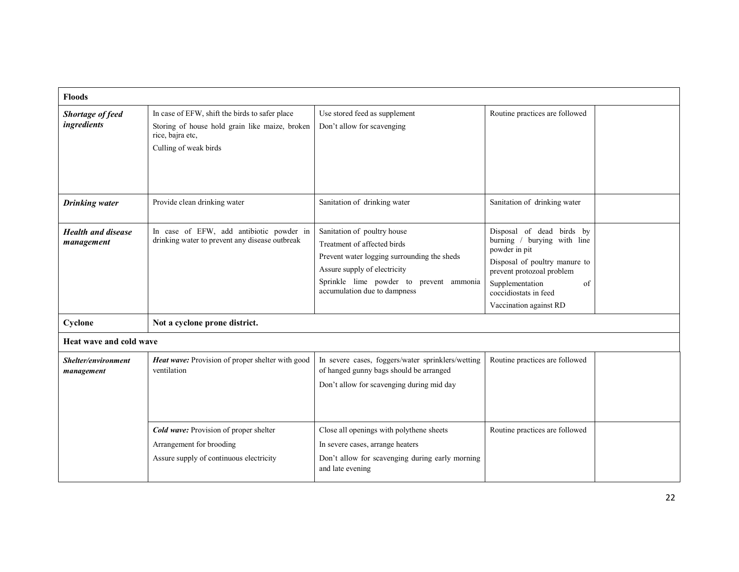| **Floods** | | | | |
|---|---|---|---|---|
| ***Shortage of feed ingredients*** | In case of EFW, shift the birds to safer place<br>Storing of house hold grain like maize, broken rice, bajra etc,<br>Culling of weak birds | Use stored feed as supplement<br>Don't allow for scavenging | Routine practices are followed | |
| ***Drinking water*** | Provide clean drinking water | Sanitation of drinking water | Sanitation of drinking water | |
| ***Health and disease management*** | In case of EFW, add antibiotic powder in drinking water to prevent any disease outbreak | Sanitation of poultry house<br>Treatment of affected birds<br>Prevent water logging surrounding the sheds<br>Assure supply of electricity<br>Sprinkle lime powder to prevent ammonia accumulation due to dampness | Disposal of dead birds by burning / burying with line powder in pit<br>Disposal of poultry manure to prevent protozoal problem<br>Supplementation of coccidiostats in feed<br>Vaccination against RD | |
| **Cyclone** | **Not a cyclone prone district.** | | | |
| **Heat wave and cold wave** | | | | |
| ***Shelter/environment management*** | ***Heat wave:*** Provision of proper shelter with good ventilation | In severe cases, foggers/water sprinklers/wetting of hanged gunny bags should be arranged<br>Don't allow for scavenging during mid day | Routine practices are followed | |
| | ***Cold wave:*** Provision of proper shelter<br>Arrangement for brooding<br>Assure supply of continuous electricity | Close all openings with polythene sheets<br>In severe cases, arrange heaters<br>Don't allow for scavenging during early morning and late evening | Routine practices are followed | |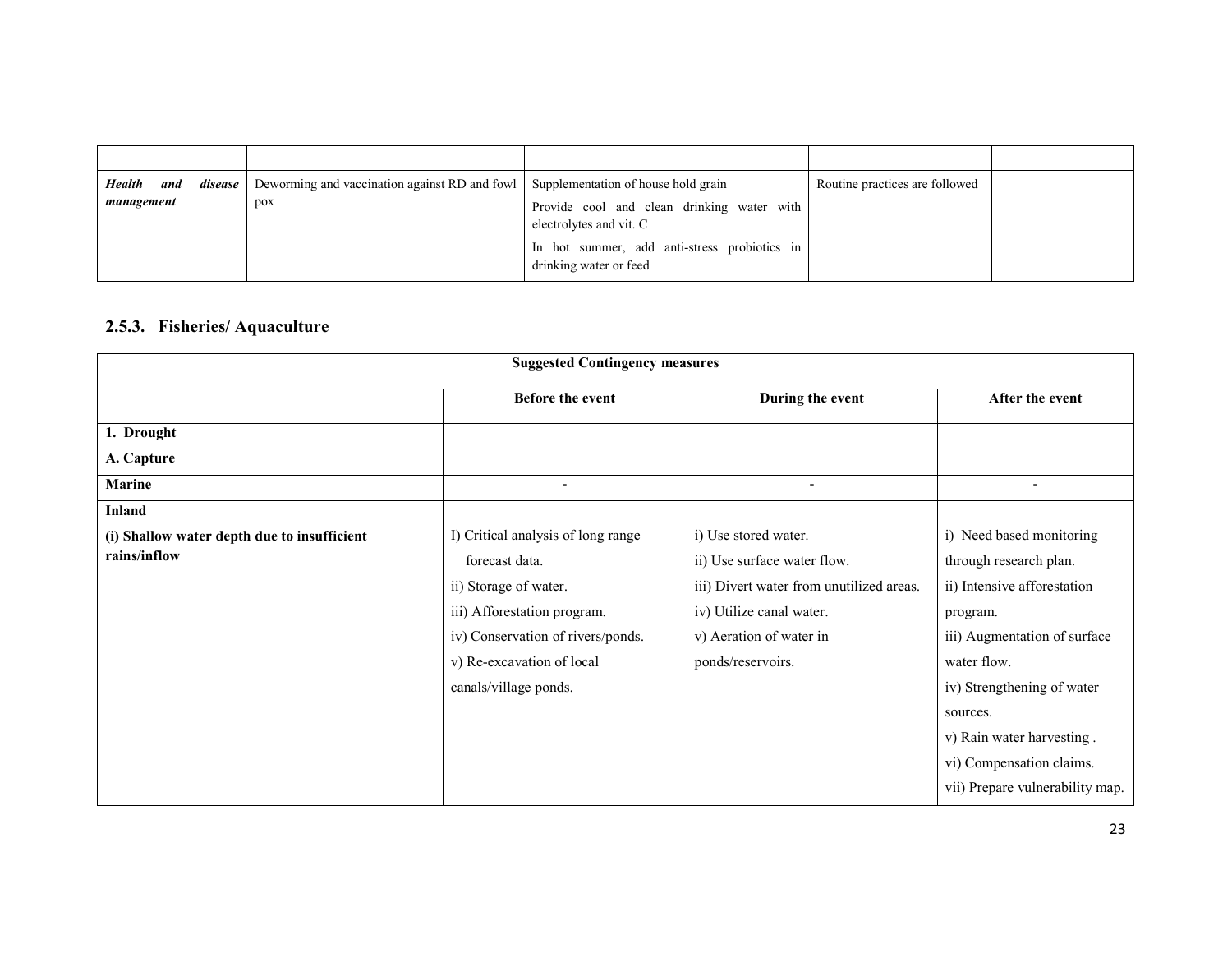| | | | | |
|---|---|---|---|---|
| ***Health and disease management*** | Deworming and vaccination against RD and fowl pox | Supplementation of house hold grain<br>Provide cool and clean drinking water with electrolytes and vit. C<br>In hot summer, add anti-stress probiotics in drinking water or feed | Routine practices are followed | |

### 2.5.3. Fisheries/ Aquaculture

| Suggested Contingency measures | | | |
|---|---|---|---|
| | **Before the event** | **During the event** | **After the event** |
| **1. Drought** | | | |
| **A. Capture** | | | |
| **Marine** | - | - | - |
| **Inland** | | | |
| **(i) Shallow water depth due to insufficient rains/inflow** | I) Critical analysis of long range forecast data.<br>ii) Storage of water.<br>iii) Afforestation program.<br>iv) Conservation of rivers/ponds.<br>v) Re-excavation of local canals/village ponds. | i) Use stored water.<br>ii) Use surface water flow.<br>iii) Divert water from unutilized areas.<br>iv) Utilize canal water.<br>v) Aeration of water in ponds/reservoirs. | i) Need based monitoring through research plan.<br>ii) Intensive afforestation program.<br>iii) Augmentation of surface water flow.<br>iv) Strengthening of water sources.<br>v) Rain water harvesting .<br>vi) Compensation claims.<br>vii) Prepare vulnerability map. |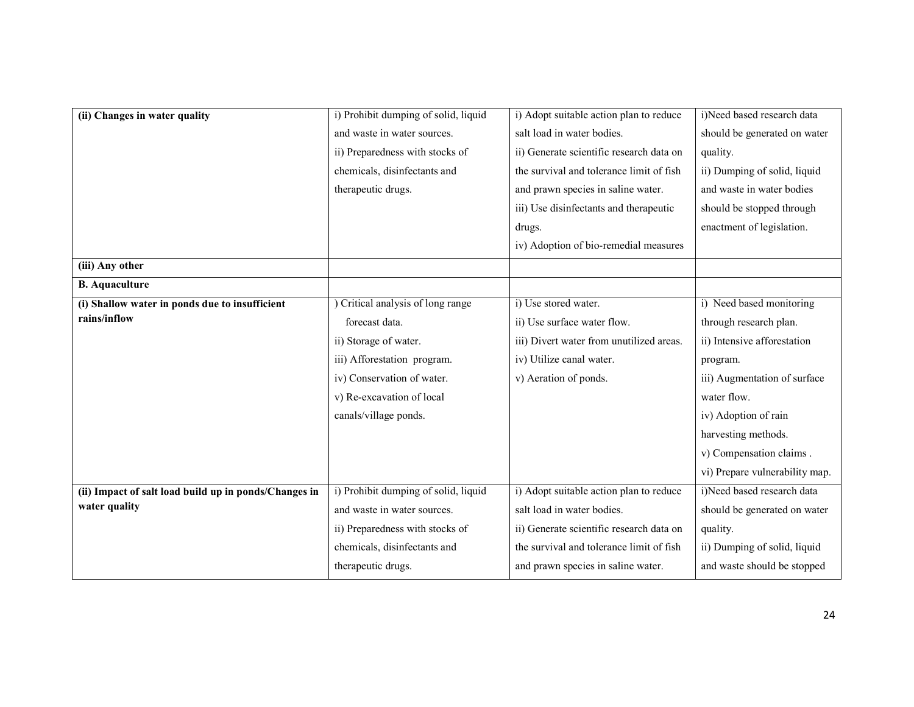| **(ii) Changes in water quality** | i) Prohibit dumping of solid, liquid and waste in water sources.<br>ii) Preparedness with stocks of chemicals, disinfectants and therapeutic drugs. | i) Adopt suitable action plan to reduce salt load in water bodies.<br>ii) Generate scientific research data on the survival and tolerance limit of fish and prawn species in saline water.<br>iii) Use disinfectants and therapeutic drugs.<br>iv) Adoption of bio-remedial measures | i)Need based research data should be generated on water quality.<br>ii) Dumping of solid, liquid and waste in water bodies should be stopped through enactment of legislation. |
|---|---|---|---|
| **(iii) Any other** | | | |
| **B. Aquaculture** | | | |
| **(i) Shallow water in ponds due to insufficient rains/inflow** | ) Critical analysis of long range forecast data.<br>ii) Storage of water.<br>iii) Afforestation program.<br>iv) Conservation of water.<br>v) Re-excavation of local canals/village ponds. | i) Use stored water.<br>ii) Use surface water flow.<br>iii) Divert water from unutilized areas.<br>iv) Utilize canal water.<br>v) Aeration of ponds. | i) Need based monitoring through research plan.<br>ii) Intensive afforestation program.<br>iii) Augmentation of surface water flow.<br>iv) Adoption of rain harvesting methods.<br>v) Compensation claims .<br>vi) Prepare vulnerability map. |
| **(ii) Impact of salt load build up in ponds/Changes in water quality** | i) Prohibit dumping of solid, liquid and waste in water sources.<br>ii) Preparedness with stocks of chemicals, disinfectants and therapeutic drugs. | i) Adopt suitable action plan to reduce salt load in water bodies.<br>ii) Generate scientific research data on the survival and tolerance limit of fish and prawn species in saline water. | i)Need based research data should be generated on water quality.<br>ii) Dumping of solid, liquid and waste should be stopped |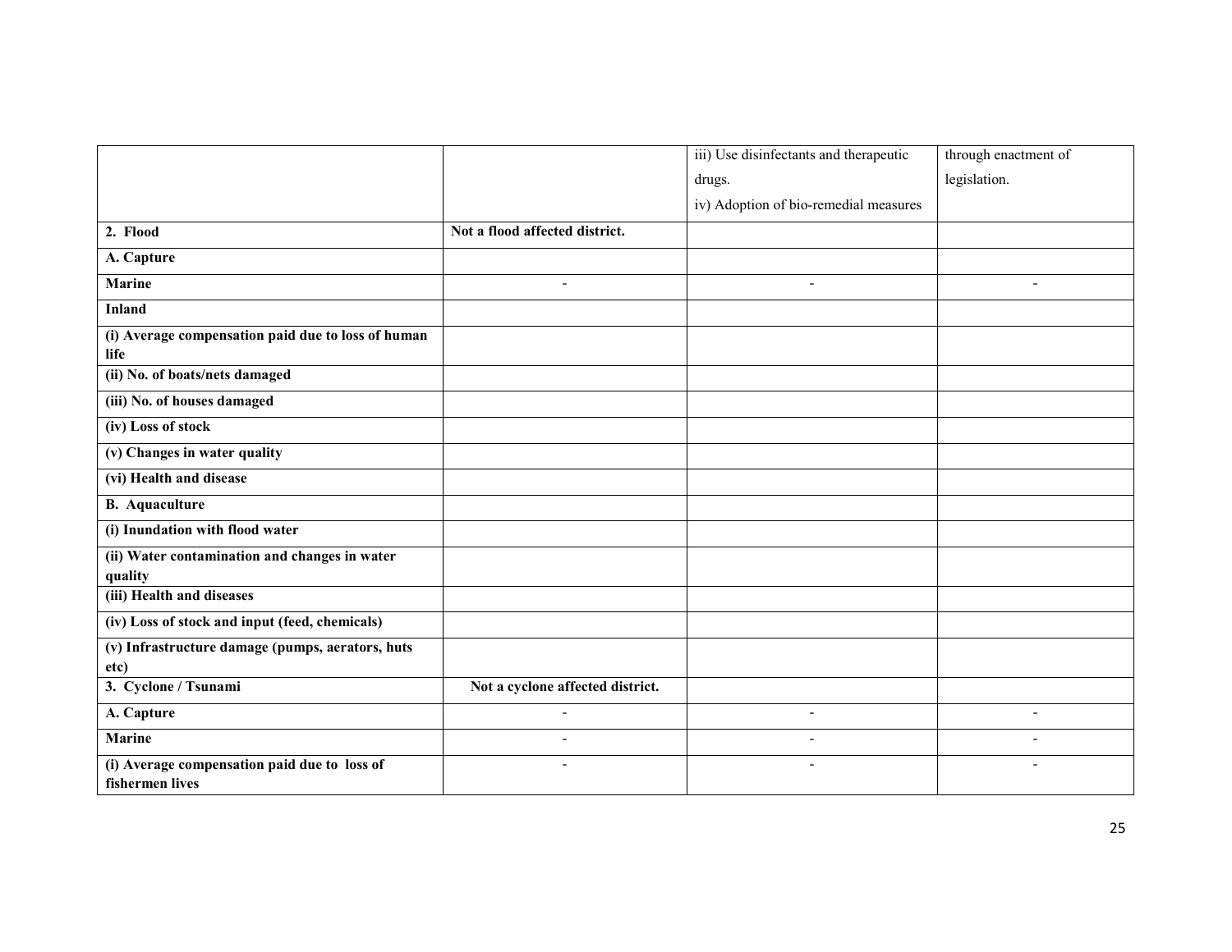| | | | |
|---|---|---|---|
| | | iii) Use disinfectants and therapeutic drugs.<br>iv) Adoption of bio-remedial measures | through enactment of legislation. |
| **2. Flood** | **Not a flood affected district.** | | |
| **A. Capture** | | | |
| **Marine** | - | - | - |
| **Inland** | | | |
| **(i) Average compensation paid due to loss of human life** | | | |
| **(ii) No. of boats/nets damaged** | | | |
| **(iii) No. of houses damaged** | | | |
| **(iv) Loss of stock** | | | |
| **(v) Changes in water quality** | | | |
| **(vi) Health and disease** | | | |
| **B. Aquaculture** | | | |
| **(i) Inundation with flood water** | | | |
| **(ii) Water contamination and changes in water quality** | | | |
| **(iii) Health and diseases** | | | |
| **(iv) Loss of stock and input (feed, chemicals)** | | | |
| **(v) Infrastructure damage (pumps, aerators, huts etc)** | | | |
| **3. Cyclone / Tsunami** | **Not a cyclone affected district.** | | |
| **A. Capture** | - | - | - |
| **Marine** | - | - | - |
| **(i) Average compensation paid due to loss of fishermen lives** | - | - | - |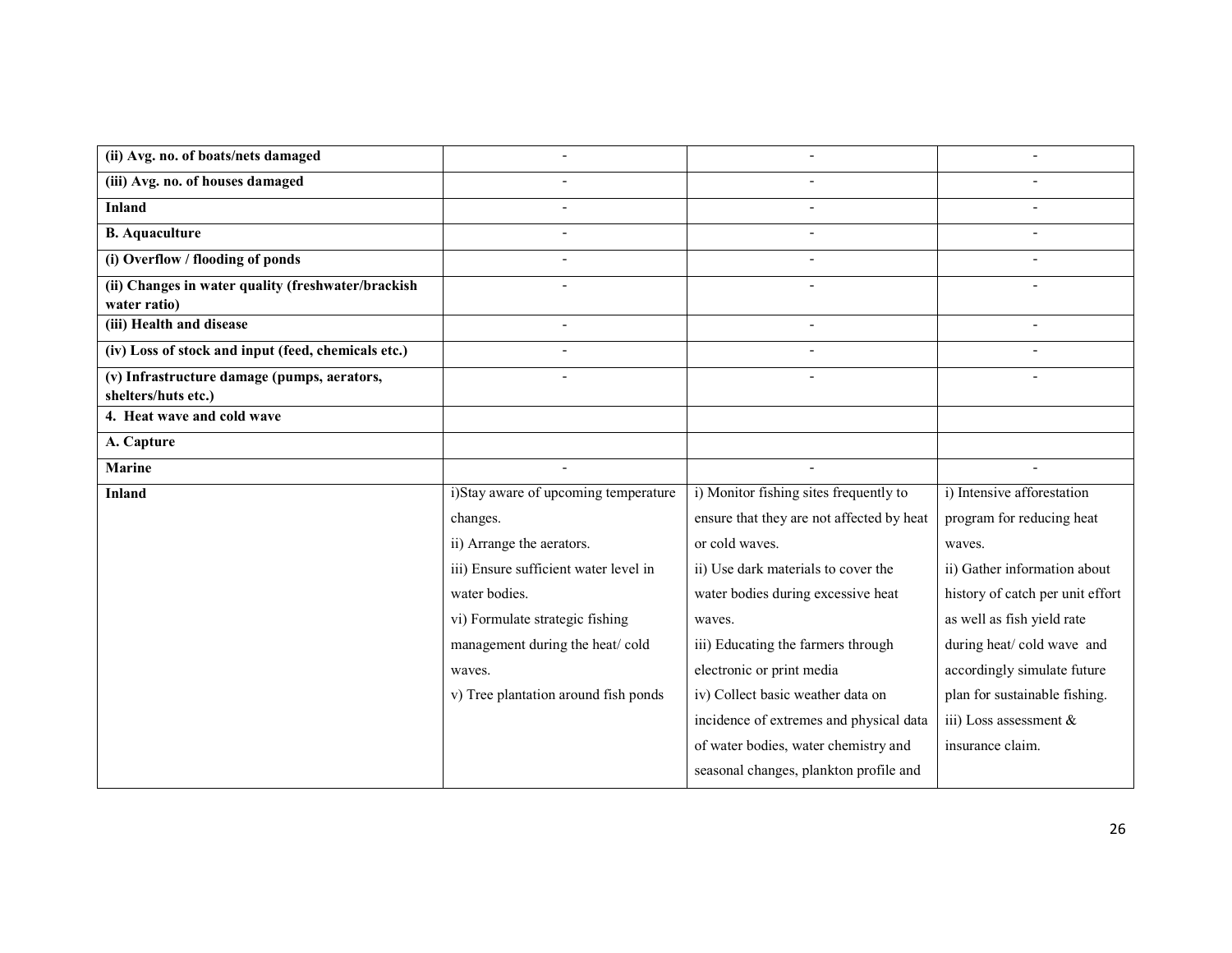| | | | |
|---|---|---|---|
| **(ii) Avg. no. of boats/nets damaged** | - | - | - |
| **(iii) Avg. no. of houses damaged** | - | - | - |
| **Inland** | - | - | - |
| **B. Aquaculture** | - | - | - |
| **(i) Overflow / flooding of ponds** | - | - | - |
| **(ii) Changes in water quality (freshwater/brackish water ratio)** | - | - | - |
| **(iii) Health and disease** | - | - | - |
| **(iv) Loss of stock and input (feed, chemicals etc.)** | - | - | - |
| **(v) Infrastructure damage (pumps, aerators, shelters/huts etc.)** | - | - | - |
| **4. Heat wave and cold wave** | | | |
| **A. Capture** | | | |
| **Marine** | - | - | - |
| **Inland** | i)Stay aware of upcoming temperature changes.<br>ii) Arrange the aerators.<br>iii) Ensure sufficient water level in water bodies.<br>vi) Formulate strategic fishing management during the heat/ cold waves.<br>v) Tree plantation around fish ponds | i) Monitor fishing sites frequently to ensure that they are not affected by heat or cold waves.<br>ii) Use dark materials to cover the water bodies during excessive heat waves.<br>iii) Educating the farmers through electronic or print media<br>iv) Collect basic weather data on incidence of extremes and physical data of water bodies, water chemistry and seasonal changes, plankton profile and | i) Intensive afforestation program for reducing heat waves.<br>ii) Gather information about history of catch per unit effort as well as fish yield rate during heat/ cold wave and accordingly simulate future plan for sustainable fishing.<br>iii) Loss assessment & insurance claim. |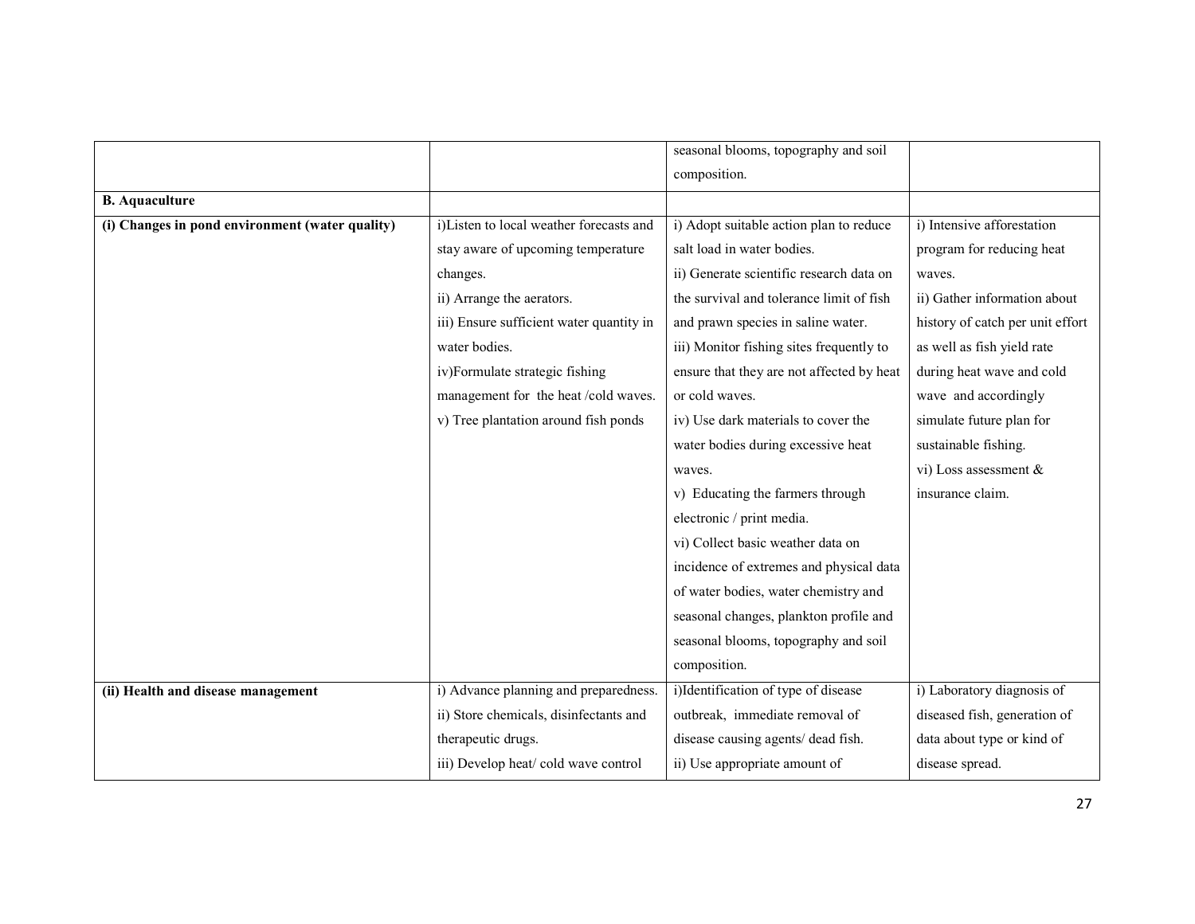|  |  | seasonal blooms, topography and soil composition. |  |
| --- | --- | --- | --- |
| **B. Aquaculture** |  |  |  |
| **(i) Changes in pond environment (water quality)** | i)Listen to local weather forecasts and stay aware of upcoming temperature changes.<br>ii) Arrange the aerators.<br>iii) Ensure sufficient water quantity in water bodies.<br>iv)Formulate strategic fishing management for the heat /cold waves.<br>v) Tree plantation around fish ponds | i) Adopt suitable action plan to reduce salt load in water bodies.<br>ii) Generate scientific research data on the survival and tolerance limit of fish and prawn species in saline water.<br>iii) Monitor fishing sites frequently to ensure that they are not affected by heat or cold waves.<br>iv) Use dark materials to cover the water bodies during excessive heat waves.<br>v) Educating the farmers through electronic / print media.<br>vi) Collect basic weather data on incidence of extremes and physical data of water bodies, water chemistry and seasonal changes, plankton profile and seasonal blooms, topography and soil composition. | i) Intensive afforestation program for reducing heat waves.<br>ii) Gather information about history of catch per unit effort as well as fish yield rate during heat wave and cold wave and accordingly simulate future plan for sustainable fishing.<br>vi) Loss assessment & insurance claim. |
| **(ii) Health and disease management** | i) Advance planning and preparedness.<br>ii) Store chemicals, disinfectants and therapeutic drugs.<br>iii) Develop heat/ cold wave control | i)Identification of type of disease outbreak, immediate removal of disease causing agents/ dead fish.<br>ii) Use appropriate amount of | i) Laboratory diagnosis of diseased fish, generation of data about type or kind of disease spread. |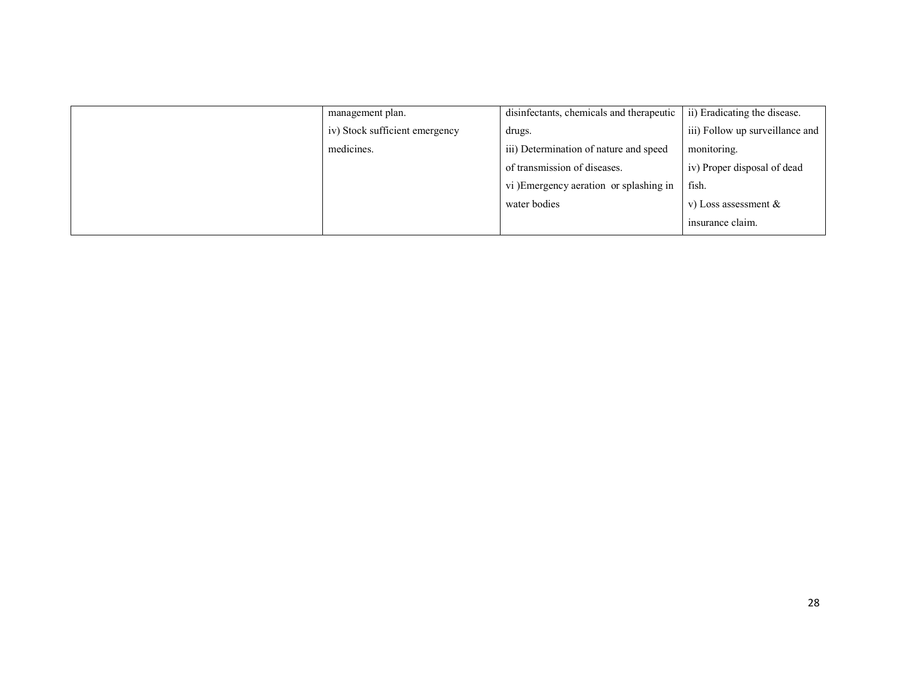| | | | |
|---|---|---|---|
| | management plan.<br>iv) Stock sufficient emergency medicines. | disinfectants, chemicals and therapeutic drugs.<br>iii) Determination of nature and speed of transmission of diseases.<br>vi )Emergency aeration or splashing in water bodies | ii) Eradicating the disease.<br>iii) Follow up surveillance and monitoring.<br>iv) Proper disposal of dead fish.<br>v) Loss assessment & insurance claim. |